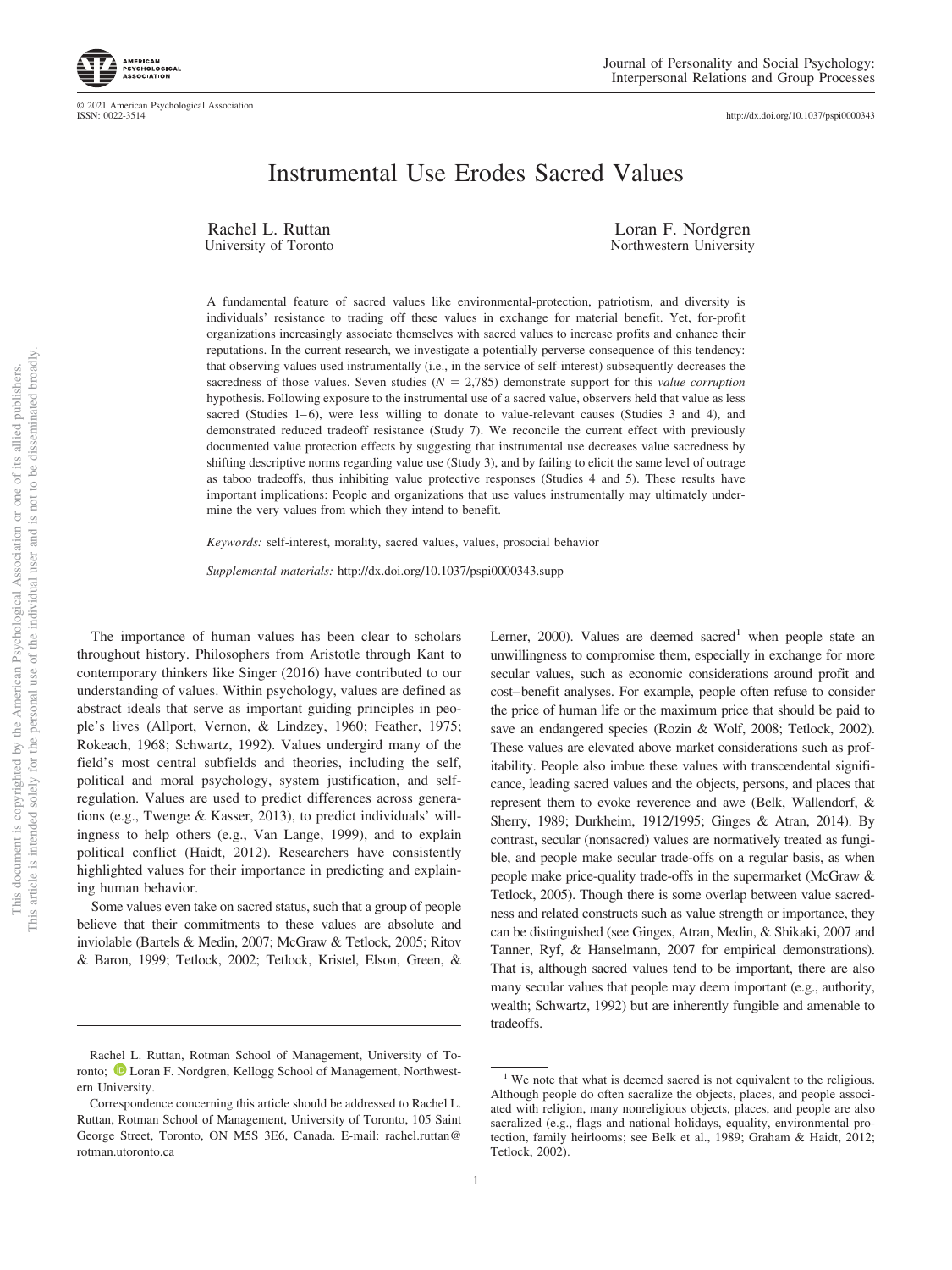# Instrumental Use Erodes Sacred Values

Rachel L. Ruttan
University of Toronto

Loran F. Nordgren
Northwestern University

A fundamental feature of sacred values like environmental-protection, patriotism, and diversity is individuals' resistance to trading off these values in exchange for material benefit. Yet, for-profit organizations increasingly associate themselves with sacred values to increase profits and enhance their reputations. In the current research, we investigate a potentially perverse consequence of this tendency: that observing values used instrumentally (i.e., in the service of self-interest) subsequently decreases the sacredness of those values. Seven studies ($N$ = 2,785) demonstrate support for this *value corruption* hypothesis. Following exposure to the instrumental use of a sacred value, observers held that value as less sacred (Studies 1–6), were less willing to donate to value-relevant causes (Studies 3 and 4), and demonstrated reduced tradeoff resistance (Study 7). We reconcile the current effect with previously documented value protection effects by suggesting that instrumental use decreases value sacredness by shifting descriptive norms regarding value use (Study 3), and by failing to elicit the same level of outrage as taboo tradeoffs, thus inhibiting value protective responses (Studies 4 and 5). These results have important implications: People and organizations that use values instrumentally may ultimately undermine the very values from which they intend to benefit.

*Keywords:* self-interest, morality, sacred values, values, prosocial behavior

*Supplemental materials:* http://dx.doi.org/10.1037/pspi0000343.supp

The importance of human values has been clear to scholars throughout history. Philosophers from Aristotle through Kant to contemporary thinkers like Singer (2016) have contributed to our understanding of values. Within psychology, values are defined as abstract ideals that serve as important guiding principles in people's lives (Allport, Vernon, & Lindzey, 1960; Feather, 1975; Rokeach, 1968; Schwartz, 1992). Values undergird many of the field's most central subfields and theories, including the self, political and moral psychology, system justification, and self-regulation. Values are used to predict differences across generations (e.g., Twenge & Kasser, 2013), to predict individuals' willingness to help others (e.g., Van Lange, 1999), and to explain political conflict (Haidt, 2012). Researchers have consistently highlighted values for their importance in predicting and explaining human behavior.

Some values even take on sacred status, such that a group of people believe that their commitments to these values are absolute and inviolable (Bartels & Medin, 2007; McGraw & Tetlock, 2005; Ritov & Baron, 1999; Tetlock, 2002; Tetlock, Kristel, Elson, Green, & Lerner, 2000). Values are deemed sacred[1] when people state an unwillingness to compromise them, especially in exchange for more secular values, such as economic considerations around profit and cost–benefit analyses. For example, people often refuse to consider the price of human life or the maximum price that should be paid to save an endangered species (Rozin & Wolf, 2008; Tetlock, 2002). These values are elevated above market considerations such as profitability. People also imbue these values with transcendental significance, leading sacred values and the objects, persons, and places that represent them to evoke reverence and awe (Belk, Wallendorf, & Sherry, 1989; Durkheim, 1912/1995; Ginges & Atran, 2014). By contrast, secular (nonsacred) values are normatively treated as fungible, and people make secular trade-offs on a regular basis, as when people make price-quality trade-offs in the supermarket (McGraw & Tetlock, 2005). Though there is some overlap between value sacredness and related constructs such as value strength or importance, they can be distinguished (see Ginges, Atran, Medin, & Shikaki, 2007 and Tanner, Ryf, & Hanselmann, 2007 for empirical demonstrations). That is, although sacred values tend to be important, there are also many secular values that people may deem important (e.g., authority, wealth; Schwartz, 1992) but are inherently fungible and amenable to tradeoffs.

Rachel L. Ruttan, Rotman School of Management, University of Toronto; Loran F. Nordgren, Kellogg School of Management, Northwestern University.

Correspondence concerning this article should be addressed to Rachel L. Ruttan, Rotman School of Management, University of Toronto, 105 Saint George Street, Toronto, ON M5S 3E6, Canada. E-mail: rachel.ruttan@rotman.utoronto.ca

[1] We note that what is deemed sacred is not equivalent to the religious. Although people do often sacralize the objects, places, and people associated with religion, many nonreligious objects, places, and people are also sacralized (e.g., flags and national holidays, equality, environmental protection, family heirlooms; see Belk et al., 1989; Graham & Haidt, 2012; Tetlock, 2002).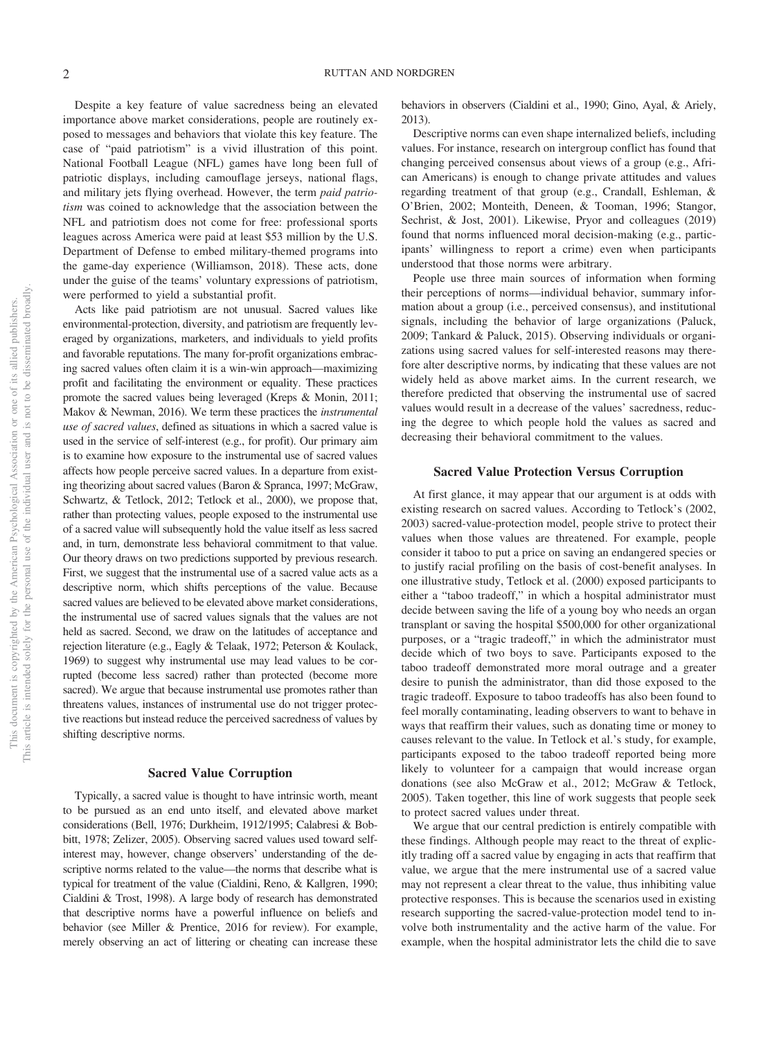Despite a key feature of value sacredness being an elevated importance above market considerations, people are routinely exposed to messages and behaviors that violate this key feature. The case of "paid patriotism" is a vivid illustration of this point. National Football League (NFL) games have long been full of patriotic displays, including camouflage jerseys, national flags, and military jets flying overhead. However, the term *paid patriotism* was coined to acknowledge that the association between the NFL and patriotism does not come for free: professional sports leagues across America were paid at least $53 million by the U.S. Department of Defense to embed military-themed programs into the game-day experience (Williamson, 2018). These acts, done under the guise of the teams' voluntary expressions of patriotism, were performed to yield a substantial profit.

Acts like paid patriotism are not unusual. Sacred values like environmental-protection, diversity, and patriotism are frequently leveraged by organizations, marketers, and individuals to yield profits and favorable reputations. The many for-profit organizations embracing sacred values often claim it is a win-win approach—maximizing profit and facilitating the environment or equality. These practices promote the sacred values being leveraged (Kreps & Monin, 2011; Makov & Newman, 2016). We term these practices the *instrumental use of sacred values*, defined as situations in which a sacred value is used in the service of self-interest (e.g., for profit). Our primary aim is to examine how exposure to the instrumental use of sacred values affects how people perceive sacred values. In a departure from existing theorizing about sacred values (Baron & Spranca, 1997; McGraw, Schwartz, & Tetlock, 2012; Tetlock et al., 2000), we propose that, rather than protecting values, people exposed to the instrumental use of a sacred value will subsequently hold the value itself as less sacred and, in turn, demonstrate less behavioral commitment to that value. Our theory draws on two predictions supported by previous research. First, we suggest that the instrumental use of a sacred value acts as a descriptive norm, which shifts perceptions of the value. Because sacred values are believed to be elevated above market considerations, the instrumental use of sacred values signals that the values are not held as sacred. Second, we draw on the latitudes of acceptance and rejection literature (e.g., Eagly & Telaak, 1972; Peterson & Koulack, 1969) to suggest why instrumental use may lead values to be corrupted (become less sacred) rather than protected (become more sacred). We argue that because instrumental use promotes rather than threatens values, instances of instrumental use do not trigger protective reactions but instead reduce the perceived sacredness of values by shifting descriptive norms.

## Sacred Value Corruption

Typically, a sacred value is thought to have intrinsic worth, meant to be pursued as an end unto itself, and elevated above market considerations (Bell, 1976; Durkheim, 1912/1995; Calabresi & Bobbitt, 1978; Zelizer, 2005). Observing sacred values used toward self-interest may, however, change observers' understanding of the descriptive norms related to the value—the norms that describe what is typical for treatment of the value (Cialdini, Reno, & Kallgren, 1990; Cialdini & Trost, 1998). A large body of research has demonstrated that descriptive norms have a powerful influence on beliefs and behavior (see Miller & Prentice, 2016 for review). For example, merely observing an act of littering or cheating can increase these behaviors in observers (Cialdini et al., 1990; Gino, Ayal, & Ariely, 2013).

Descriptive norms can even shape internalized beliefs, including values. For instance, research on intergroup conflict has found that changing perceived consensus about views of a group (e.g., African Americans) is enough to change private attitudes and values regarding treatment of that group (e.g., Crandall, Eshleman, & O'Brien, 2002; Monteith, Deneen, & Tooman, 1996; Stangor, Sechrist, & Jost, 2001). Likewise, Pryor and colleagues (2019) found that norms influenced moral decision-making (e.g., participants' willingness to report a crime) even when participants understood that those norms were arbitrary.

People use three main sources of information when forming their perceptions of norms—individual behavior, summary information about a group (i.e., perceived consensus), and institutional signals, including the behavior of large organizations (Paluck, 2009; Tankard & Paluck, 2015). Observing individuals or organizations using sacred values for self-interested reasons may therefore alter descriptive norms, by indicating that these values are not widely held as above market aims. In the current research, we therefore predicted that observing the instrumental use of sacred values would result in a decrease of the values' sacredness, reducing the degree to which people hold the values as sacred and decreasing their behavioral commitment to the values.

## Sacred Value Protection Versus Corruption

At first glance, it may appear that our argument is at odds with existing research on sacred values. According to Tetlock's (2002, 2003) sacred-value-protection model, people strive to protect their values when those values are threatened. For example, people consider it taboo to put a price on saving an endangered species or to justify racial profiling on the basis of cost-benefit analyses. In one illustrative study, Tetlock et al. (2000) exposed participants to either a "taboo tradeoff," in which a hospital administrator must decide between saving the life of a young boy who needs an organ transplant or saving the hospital $500,000 for other organizational purposes, or a "tragic tradeoff," in which the administrator must decide which of two boys to save. Participants exposed to the taboo tradeoff demonstrated more moral outrage and a greater desire to punish the administrator, than did those exposed to the tragic tradeoff. Exposure to taboo tradeoffs has also been found to feel morally contaminating, leading observers to want to behave in ways that reaffirm their values, such as donating time or money to causes relevant to the value. In Tetlock et al.'s study, for example, participants exposed to the taboo tradeoff reported being more likely to volunteer for a campaign that would increase organ donations (see also McGraw et al., 2012; McGraw & Tetlock, 2005). Taken together, this line of work suggests that people seek to protect sacred values under threat.

We argue that our central prediction is entirely compatible with these findings. Although people may react to the threat of explicitly trading off a sacred value by engaging in acts that reaffirm that value, we argue that the mere instrumental use of a sacred value may not represent a clear threat to the value, thus inhibiting value protective responses. This is because the scenarios used in existing research supporting the sacred-value-protection model tend to involve both instrumentality and the active harm of the value. For example, when the hospital administrator lets the child die to save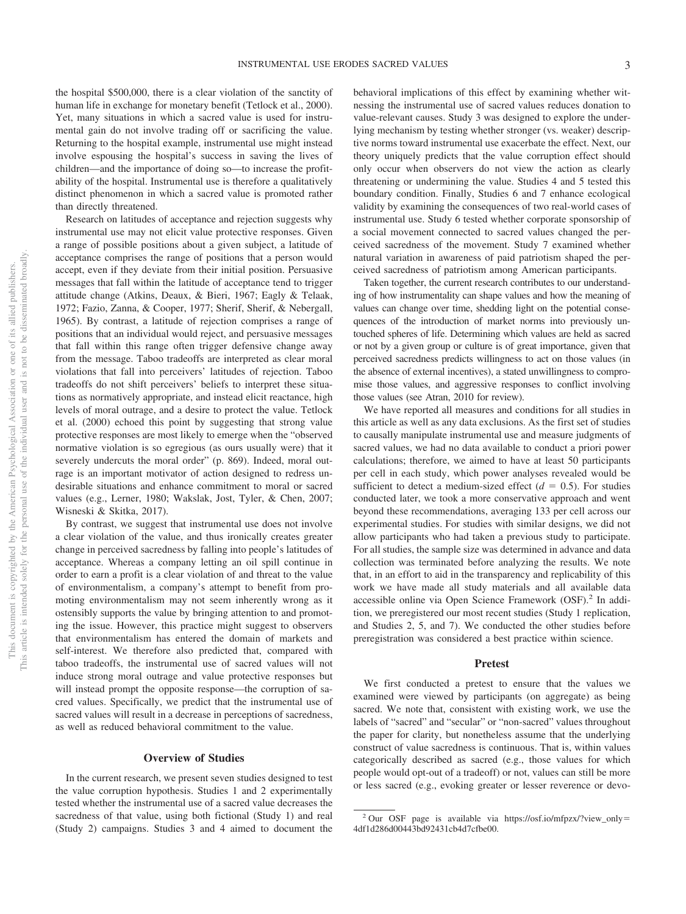the hospital $500,000, there is a clear violation of the sanctity of human life in exchange for monetary benefit (Tetlock et al., 2000). Yet, many situations in which a sacred value is used for instrumental gain do not involve trading off or sacrificing the value. Returning to the hospital example, instrumental use might instead involve espousing the hospital's success in saving the lives of children—and the importance of doing so—to increase the profitability of the hospital. Instrumental use is therefore a qualitatively distinct phenomenon in which a sacred value is promoted rather than directly threatened.

Research on latitudes of acceptance and rejection suggests why instrumental use may not elicit value protective responses. Given a range of possible positions about a given subject, a latitude of acceptance comprises the range of positions that a person would accept, even if they deviate from their initial position. Persuasive messages that fall within the latitude of acceptance tend to trigger attitude change (Atkins, Deaux, & Bieri, 1967; Eagly & Telaak, 1972; Fazio, Zanna, & Cooper, 1977; Sherif, Sherif, & Nebergall, 1965). By contrast, a latitude of rejection comprises a range of positions that an individual would reject, and persuasive messages that fall within this range often trigger defensive change away from the message. Taboo tradeoffs are interpreted as clear moral violations that fall into perceivers' latitudes of rejection. Taboo tradeoffs do not shift perceivers' beliefs to interpret these situations as normatively appropriate, and instead elicit reactance, high levels of moral outrage, and a desire to protect the value. Tetlock et al. (2000) echoed this point by suggesting that strong value protective responses are most likely to emerge when the "observed normative violation is so egregious (as ours usually were) that it severely undercuts the moral order" (p. 869). Indeed, moral outrage is an important motivator of action designed to redress undesirable situations and enhance commitment to moral or sacred values (e.g., Lerner, 1980; Wakslak, Jost, Tyler, & Chen, 2007; Wisneski & Skitka, 2017).

By contrast, we suggest that instrumental use does not involve a clear violation of the value, and thus ironically creates greater change in perceived sacredness by falling into people's latitudes of acceptance. Whereas a company letting an oil spill continue in order to earn a profit is a clear violation of and threat to the value of environmentalism, a company's attempt to benefit from promoting environmentalism may not seem inherently wrong as it ostensibly supports the value by bringing attention to and promoting the issue. However, this practice might suggest to observers that environmentalism has entered the domain of markets and self-interest. We therefore also predicted that, compared with taboo tradeoffs, the instrumental use of sacred values will not induce strong moral outrage and value protective responses but will instead prompt the opposite response—the corruption of sacred values. Specifically, we predict that the instrumental use of sacred values will result in a decrease in perceptions of sacredness, as well as reduced behavioral commitment to the value.

## Overview of Studies

In the current research, we present seven studies designed to test the value corruption hypothesis. Studies 1 and 2 experimentally tested whether the instrumental use of a sacred value decreases the sacredness of that value, using both fictional (Study 1) and real (Study 2) campaigns. Studies 3 and 4 aimed to document the behavioral implications of this effect by examining whether witnessing the instrumental use of sacred values reduces donation to value-relevant causes. Study 3 was designed to explore the underlying mechanism by testing whether stronger (vs. weaker) descriptive norms toward instrumental use exacerbate the effect. Next, our theory uniquely predicts that the value corruption effect should only occur when observers do not view the action as clearly threatening or undermining the value. Studies 4 and 5 tested this boundary condition. Finally, Studies 6 and 7 enhance ecological validity by examining the consequences of two real-world cases of instrumental use. Study 6 tested whether corporate sponsorship of a social movement connected to sacred values changed the perceived sacredness of the movement. Study 7 examined whether natural variation in awareness of paid patriotism shaped the perceived sacredness of patriotism among American participants.

Taken together, the current research contributes to our understanding of how instrumentality can shape values and how the meaning of values can change over time, shedding light on the potential consequences of the introduction of market norms into previously untouched spheres of life. Determining which values are held as sacred or not by a given group or culture is of great importance, given that perceived sacredness predicts willingness to act on those values (in the absence of external incentives), a stated unwillingness to compromise those values, and aggressive responses to conflict involving those values (see Atran, 2010 for review).

We have reported all measures and conditions for all studies in this article as well as any data exclusions. As the first set of studies to causally manipulate instrumental use and measure judgments of sacred values, we had no data available to conduct a priori power calculations; therefore, we aimed to have at least 50 participants per cell in each study, which power analyses revealed would be sufficient to detect a medium-sized effect ($d = 0.5$). For studies conducted later, we took a more conservative approach and went beyond these recommendations, averaging 133 per cell across our experimental studies. For studies with similar designs, we did not allow participants who had taken a previous study to participate. For all studies, the sample size was determined in advance and data collection was terminated before analyzing the results. We note that, in an effort to aid in the transparency and replicability of this work we have made all study materials and all available data accessible online via Open Science Framework (OSF).[2] In addition, we preregistered our most recent studies (Study 1 replication, and Studies 2, 5, and 7). We conducted the other studies before preregistration was considered a best practice within science.

## Pretest

We first conducted a pretest to ensure that the values we examined were viewed by participants (on aggregate) as being sacred. We note that, consistent with existing work, we use the labels of "sacred" and "secular" or "non-sacred" values throughout the paper for clarity, but nonetheless assume that the underlying construct of value sacredness is continuous. That is, within values categorically described as sacred (e.g., those values for which people would opt-out of a tradeoff) or not, values can still be more or less sacred (e.g., evoking greater or lesser reverence or devo-

[2] Our OSF page is available via https://osf.io/mfpzx/?view_only=4df1d286d00443bd92431cb4d7cfbe00.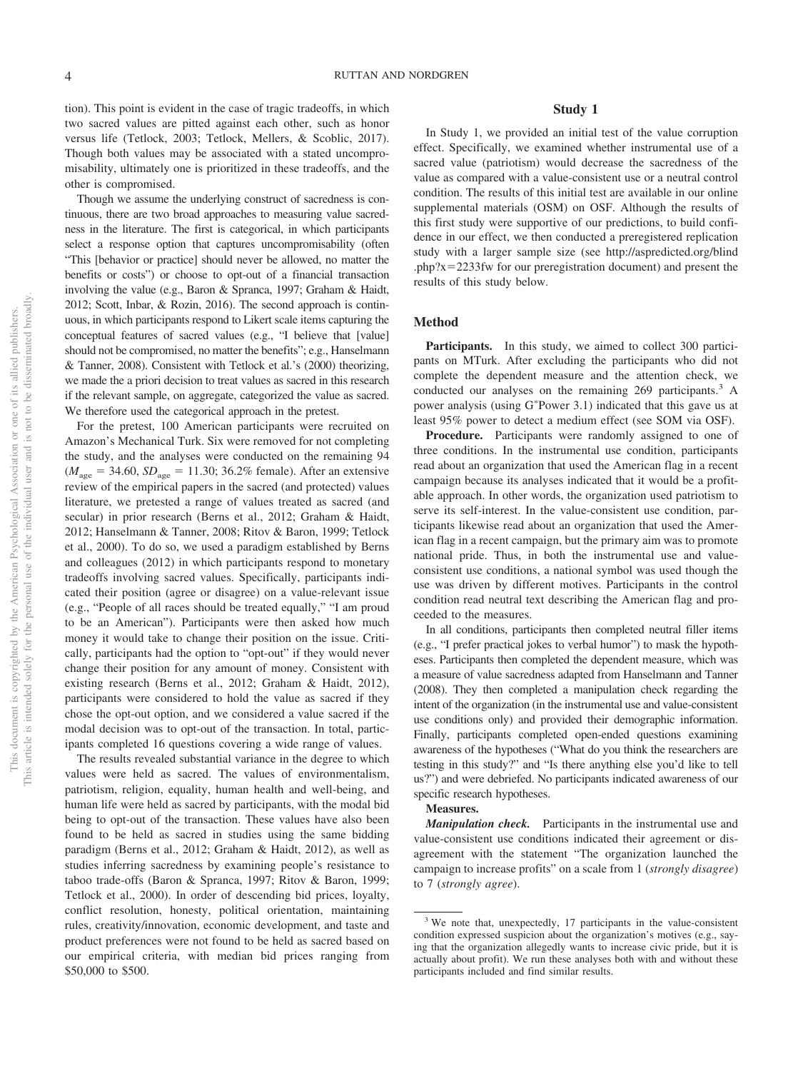tion). This point is evident in the case of tragic tradeoffs, in which two sacred values are pitted against each other, such as honor versus life (Tetlock, 2003; Tetlock, Mellers, & Scoblic, 2017). Though both values may be associated with a stated uncompromisability, ultimately one is prioritized in these tradeoffs, and the other is compromised.

Though we assume the underlying construct of sacredness is continuous, there are two broad approaches to measuring value sacredness in the literature. The first is categorical, in which participants select a response option that captures uncompromisability (often "This [behavior or practice] should never be allowed, no matter the benefits or costs") or choose to opt-out of a financial transaction involving the value (e.g., Baron & Spranca, 1997; Graham & Haidt, 2012; Scott, Inbar, & Rozin, 2016). The second approach is continuous, in which participants respond to Likert scale items capturing the conceptual features of sacred values (e.g., "I believe that [value] should not be compromised, no matter the benefits"; e.g., Hanselmann & Tanner, 2008). Consistent with Tetlock et al.'s (2000) theorizing, we made the a priori decision to treat values as sacred in this research if the relevant sample, on aggregate, categorized the value as sacred. We therefore used the categorical approach in the pretest.

For the pretest, 100 American participants were recruited on Amazon's Mechanical Turk. Six were removed for not completing the study, and the analyses were conducted on the remaining 94 ($M_{age}$ = 34.60, $SD_{age}$ = 11.30; 36.2% female). After an extensive review of the empirical papers in the sacred (and protected) values literature, we pretested a range of values treated as sacred (and secular) in prior research (Berns et al., 2012; Graham & Haidt, 2012; Hanselmann & Tanner, 2008; Ritov & Baron, 1999; Tetlock et al., 2000). To do so, we used a paradigm established by Berns and colleagues (2012) in which participants respond to monetary tradeoffs involving sacred values. Specifically, participants indicated their position (agree or disagree) on a value-relevant issue (e.g., "People of all races should be treated equally," "I am proud to be an American"). Participants were then asked how much money it would take to change their position on the issue. Critically, participants had the option to "opt-out" if they would never change their position for any amount of money. Consistent with existing research (Berns et al., 2012; Graham & Haidt, 2012), participants were considered to hold the value as sacred if they chose the opt-out option, and we considered a value sacred if the modal decision was to opt-out of the transaction. In total, participants completed 16 questions covering a wide range of values.

The results revealed substantial variance in the degree to which values were held as sacred. The values of environmentalism, patriotism, religion, equality, human health and well-being, and human life were held as sacred by participants, with the modal bid being to opt-out of the transaction. These values have also been found to be held as sacred in studies using the same bidding paradigm (Berns et al., 2012; Graham & Haidt, 2012), as well as studies inferring sacredness by examining people's resistance to taboo trade-offs (Baron & Spranca, 1997; Ritov & Baron, 1999; Tetlock et al., 2000). In order of descending bid prices, loyalty, conflict resolution, honesty, political orientation, maintaining rules, creativity/innovation, economic development, and taste and product preferences were not found to be held as sacred based on our empirical criteria, with median bid prices ranging from \$50,000 to \$500.

## Study 1

In Study 1, we provided an initial test of the value corruption effect. Specifically, we examined whether instrumental use of a sacred value (patriotism) would decrease the sacredness of the value as compared with a value-consistent use or a neutral control condition. The results of this initial test are available in our online supplemental materials (OSM) on OSF. Although the results of this first study were supportive of our predictions, to build confidence in our effect, we then conducted a preregistered replication study with a larger sample size (see http://aspredicted.org/blind.php?x=2233fw for our preregistration document) and present the results of this study below.

### Method

**Participants.** In this study, we aimed to collect 300 participants on MTurk. After excluding the participants who did not complete the dependent measure and the attention check, we conducted our analyses on the remaining 269 participants.[3] A power analysis (using G*Power 3.1) indicated that this gave us at least 95% power to detect a medium effect (see SOM via OSF).

**Procedure.** Participants were randomly assigned to one of three conditions. In the instrumental use condition, participants read about an organization that used the American flag in a recent campaign because its analyses indicated that it would be a profitable approach. In other words, the organization used patriotism to serve its self-interest. In the value-consistent use condition, participants likewise read about an organization that used the American flag in a recent campaign, but the primary aim was to promote national pride. Thus, in both the instrumental use and value-consistent use conditions, a national symbol was used though the use was driven by different motives. Participants in the control condition read neutral text describing the American flag and proceeded to the measures.

In all conditions, participants then completed neutral filler items (e.g., "I prefer practical jokes to verbal humor") to mask the hypotheses. Participants then completed the dependent measure, which was a measure of value sacredness adapted from Hanselmann and Tanner (2008). They then completed a manipulation check regarding the intent of the organization (in the instrumental use and value-consistent use conditions only) and provided their demographic information. Finally, participants completed open-ended questions examining awareness of the hypotheses ("What do you think the researchers are testing in this study?" and "Is there anything else you'd like to tell us?") and were debriefed. No participants indicated awareness of our specific research hypotheses.

**Measures.**

***Manipulation check.*** Participants in the instrumental use and value-consistent use conditions indicated their agreement or disagreement with the statement "The organization launched the campaign to increase profits" on a scale from 1 (*strongly disagree*) to 7 (*strongly agree*).

[3] We note that, unexpectedly, 17 participants in the value-consistent condition expressed suspicion about the organization's motives (e.g., saying that the organization allegedly wants to increase civic pride, but it is actually about profit). We run these analyses both with and without these participants included and find similar results.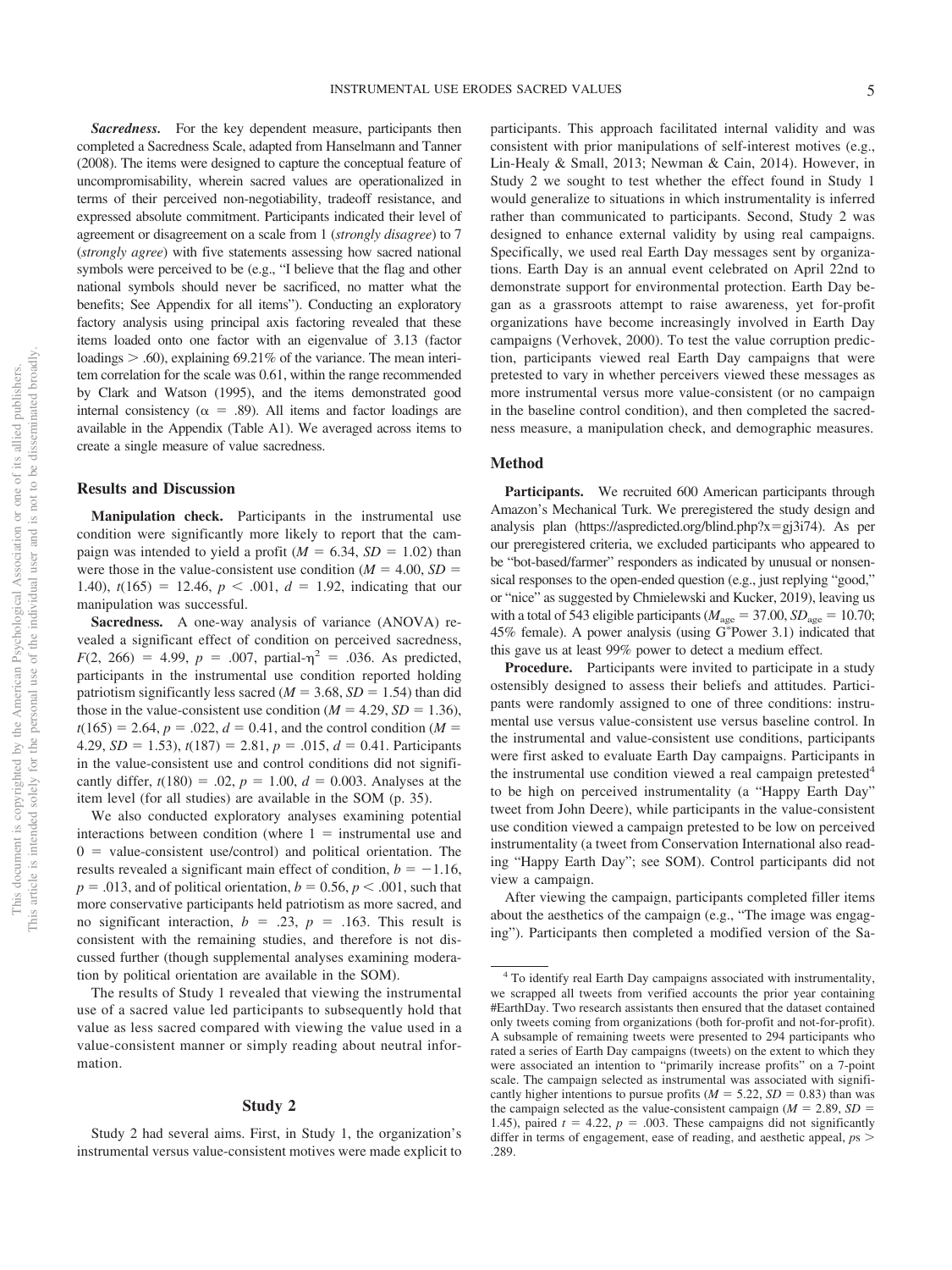***Sacredness.*** For the key dependent measure, participants then completed a Sacredness Scale, adapted from Hanselmann and Tanner (2008). The items were designed to capture the conceptual feature of uncompromisability, wherein sacred values are operationalized in terms of their perceived non-negotiability, tradeoff resistance, and expressed absolute commitment. Participants indicated their level of agreement or disagreement on a scale from 1 (*strongly disagree*) to 7 (*strongly agree*) with five statements assessing how sacred national symbols were perceived to be (e.g., "I believe that the flag and other national symbols should never be sacrificed, no matter what the benefits; See Appendix for all items"). Conducting an exploratory factory analysis using principal axis factoring revealed that these items loaded onto one factor with an eigenvalue of 3.13 (factor loadings > .60), explaining 69.21% of the variance. The mean interitem correlation for the scale was 0.61, within the range recommended by Clark and Watson (1995), and the items demonstrated good internal consistency ($\alpha$ = .89). All items and factor loadings are available in the Appendix (Table A1). We averaged across items to create a single measure of value sacredness.

## Results and Discussion

**Manipulation check.** Participants in the instrumental use condition were significantly more likely to report that the campaign was intended to yield a profit ($M$ = 6.34, $SD$ = 1.02) than were those in the value-consistent use condition ($M$ = 4.00, $SD$ = 1.40), $t(165)$ = 12.46, $p$ < .001, $d$ = 1.92, indicating that our manipulation was successful.

**Sacredness.** A one-way analysis of variance (ANOVA) revealed a significant effect of condition on perceived sacredness, $F(2, 266)$ = 4.99, $p$ = .007, partial-$\eta^2$ = .036. As predicted, participants in the instrumental use condition reported holding patriotism significantly less sacred ($M$ = 3.68, $SD$ = 1.54) than did those in the value-consistent use condition ($M$ = 4.29, $SD$ = 1.36), $t(165)$ = 2.64, $p$ = .022, $d$ = 0.41, and the control condition ($M$ = 4.29, $SD$ = 1.53), $t(187)$ = 2.81, $p$ = .015, $d$ = 0.41. Participants in the value-consistent use and control conditions did not significantly differ, $t(180)$ = .02, $p$ = 1.00, $d$ = 0.003. Analyses at the item level (for all studies) are available in the SOM (p. 35).

We also conducted exploratory analyses examining potential interactions between condition (where 1 = instrumental use and 0 = value-consistent use/control) and political orientation. The results revealed a significant main effect of condition, $b$ = −1.16, $p$ = .013, and of political orientation, $b$ = 0.56, $p$ < .001, such that more conservative participants held patriotism as more sacred, and no significant interaction, $b$ = .23, $p$ = .163. This result is consistent with the remaining studies, and therefore is not discussed further (though supplemental analyses examining moderation by political orientation are available in the SOM).

The results of Study 1 revealed that viewing the instrumental use of a sacred value led participants to subsequently hold that value as less sacred compared with viewing the value used in a value-consistent manner or simply reading about neutral information.

# Study 2

Study 2 had several aims. First, in Study 1, the organization's instrumental versus value-consistent motives were made explicit to participants. This approach facilitated internal validity and was consistent with prior manipulations of self-interest motives (e.g., Lin-Healy & Small, 2013; Newman & Cain, 2014). However, in Study 2 we sought to test whether the effect found in Study 1 would generalize to situations in which instrumentality is inferred rather than communicated to participants. Second, Study 2 was designed to enhance external validity by using real campaigns. Specifically, we used real Earth Day messages sent by organizations. Earth Day is an annual event celebrated on April 22nd to demonstrate support for environmental protection. Earth Day began as a grassroots attempt to raise awareness, yet for-profit organizations have become increasingly involved in Earth Day campaigns (Verhovek, 2000). To test the value corruption prediction, participants viewed real Earth Day campaigns that were pretested to vary in whether perceivers viewed these messages as more instrumental versus more value-consistent (or no campaign in the baseline control condition), and then completed the sacredness measure, a manipulation check, and demographic measures.

## Method

**Participants.** We recruited 600 American participants through Amazon's Mechanical Turk. We preregistered the study design and analysis plan (https://aspredicted.org/blind.php?x=gj3i74). As per our preregistered criteria, we excluded participants who appeared to be "bot-based/farmer" responders as indicated by unusual or nonsensical responses to the open-ended question (e.g., just replying "good," or "nice" as suggested by Chmielewski and Kucker, 2019), leaving us with a total of 543 eligible participants ($M_{age}$ = 37.00, $SD_{age}$ = 10.70; 45% female). A power analysis (using G*Power 3.1) indicated that this gave us at least 99% power to detect a medium effect.

**Procedure.** Participants were invited to participate in a study ostensibly designed to assess their beliefs and attitudes. Participants were randomly assigned to one of three conditions: instrumental use versus value-consistent use versus baseline control. In the instrumental and value-consistent use conditions, participants were first asked to evaluate Earth Day campaigns. Participants in the instrumental use condition viewed a real campaign pretested[4] to be high on perceived instrumentality (a "Happy Earth Day" tweet from John Deere), while participants in the value-consistent use condition viewed a campaign pretested to be low on perceived instrumentality (a tweet from Conservation International also reading "Happy Earth Day"; see SOM). Control participants did not view a campaign.

After viewing the campaign, participants completed filler items about the aesthetics of the campaign (e.g., "The image was engaging"). Participants then completed a modified version of the Sa-

[4] To identify real Earth Day campaigns associated with instrumentality, we scrapped all tweets from verified accounts the prior year containing #EarthDay. Two research assistants then ensured that the dataset contained only tweets coming from organizations (both for-profit and not-for-profit). A subsample of remaining tweets were presented to 294 participants who rated a series of Earth Day campaigns (tweets) on the extent to which they were associated an intention to "primarily increase profits" on a 7-point scale. The campaign selected as instrumental was associated with significantly higher intentions to pursue profits ($M$ = 5.22, $SD$ = 0.83) than was the campaign selected as the value-consistent campaign ($M$ = 2.89, $SD$ = 1.45), paired $t$ = 4.22, $p$ = .003. These campaigns did not significantly differ in terms of engagement, ease of reading, and aesthetic appeal, $p$s > .289.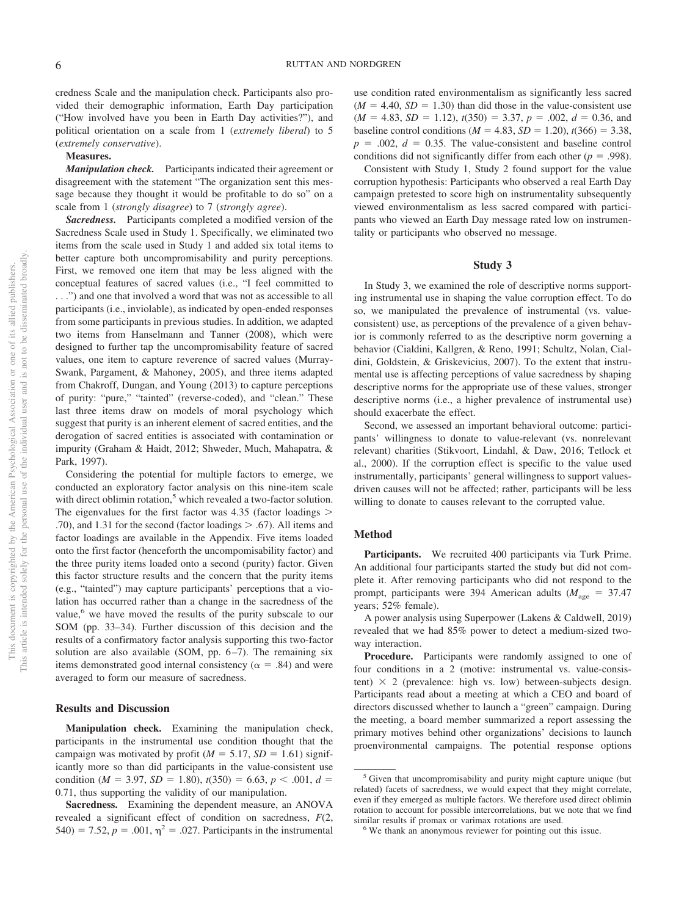credness Scale and the manipulation check. Participants also provided their demographic information, Earth Day participation ("How involved have you been in Earth Day activities?"), and political orientation on a scale from 1 (*extremely liberal*) to 5 (*extremely conservative*).

**Measures.**

***Manipulation check.*** Participants indicated their agreement or disagreement with the statement "The organization sent this message because they thought it would be profitable to do so" on a scale from 1 (*strongly disagree*) to 7 (*strongly agree*).

***Sacredness.*** Participants completed a modified version of the Sacredness Scale used in Study 1. Specifically, we eliminated two items from the scale used in Study 1 and added six total items to better capture both uncompromisability and purity perceptions. First, we removed one item that may be less aligned with the conceptual features of sacred values (i.e., "I feel committed to . . .") and one that involved a word that was not as accessible to all participants (i.e., inviolable), as indicated by open-ended responses from some participants in previous studies. In addition, we adapted two items from Hanselmann and Tanner (2008), which were designed to further tap the uncompromisability feature of sacred values, one item to capture reverence of sacred values (Murray-Swank, Pargament, & Mahoney, 2005), and three items adapted from Chakroff, Dungan, and Young (2013) to capture perceptions of purity: "pure," "tainted" (reverse-coded), and "clean." These last three items draw on models of moral psychology which suggest that purity is an inherent element of sacred entities, and the derogation of sacred entities is associated with contamination or impurity (Graham & Haidt, 2012; Shweder, Much, Mahapatra, & Park, 1997).

Considering the potential for multiple factors to emerge, we conducted an exploratory factor analysis on this nine-item scale with direct oblimin rotation,[5] which revealed a two-factor solution. The eigenvalues for the first factor was 4.35 (factor loadings > .70), and 1.31 for the second (factor loadings > .67). All items and factor loadings are available in the Appendix. Five items loaded onto the first factor (henceforth the uncompomisability factor) and the three purity items loaded onto a second (purity) factor. Given this factor structure results and the concern that the purity items (e.g., "tainted") may capture participants' perceptions that a violation has occurred rather than a change in the sacredness of the value,[6] we have moved the results of the purity subscale to our SOM (pp. 33–34). Further discussion of this decision and the results of a confirmatory factor analysis supporting this two-factor solution are also available (SOM, pp. 6–7). The remaining six items demonstrated good internal consistency ($\alpha = .84$) and were averaged to form our measure of sacredness.

## Results and Discussion

**Manipulation check.** Examining the manipulation check, participants in the instrumental use condition thought that the campaign was motivated by profit ($M = 5.17$, $SD = 1.61$) significantly more so than did participants in the value-consistent use condition ($M = 3.97$, $SD = 1.80$), $t(350) = 6.63$, $p < .001$, $d = 0.71$, thus supporting the validity of our manipulation.

**Sacredness.** Examining the dependent measure, an ANOVA revealed a significant effect of condition on sacredness, $F(2, 540) = 7.52$, $p = .001$, $\eta^2 = .027$. Participants in the instrumental use condition rated environmentalism as significantly less sacred ($M = 4.40$, $SD = 1.30$) than did those in the value-consistent use ($M = 4.83$, $SD = 1.12$), $t(350) = 3.37$, $p = .002$, $d = 0.36$, and baseline control conditions ($M = 4.83$, $SD = 1.20$), $t(366) = 3.38$, $p = .002$, $d = 0.35$. The value-consistent and baseline control conditions did not significantly differ from each other ($p = .998$).

Consistent with Study 1, Study 2 found support for the value corruption hypothesis: Participants who observed a real Earth Day campaign pretested to score high on instrumentality subsequently viewed environmentalism as less sacred compared with participants who viewed an Earth Day message rated low on instrumentality or participants who observed no message.

## Study 3

In Study 3, we examined the role of descriptive norms supporting instrumental use in shaping the value corruption effect. To do so, we manipulated the prevalence of instrumental (vs. value-consistent) use, as perceptions of the prevalence of a given behavior is commonly referred to as the descriptive norm governing a behavior (Cialdini, Kallgren, & Reno, 1991; Schultz, Nolan, Cialdini, Goldstein, & Griskevicius, 2007). To the extent that instrumental use is affecting perceptions of value sacredness by shaping descriptive norms for the appropriate use of these values, stronger descriptive norms (i.e., a higher prevalence of instrumental use) should exacerbate the effect.

Second, we assessed an important behavioral outcome: participants' willingness to donate to value-relevant (vs. nonrelevant relevant) charities (Stikvoort, Lindahl, & Daw, 2016; Tetlock et al., 2000). If the corruption effect is specific to the value used instrumentally, participants' general willingness to support values-driven causes will not be affected; rather, participants will be less willing to donate to causes relevant to the corrupted value.

## Method

**Participants.** We recruited 400 participants via Turk Prime. An additional four participants started the study but did not complete it. After removing participants who did not respond to the prompt, participants were 394 American adults ($M_{age} = 37.47$ years; 52% female).

A power analysis using Superpower (Lakens & Caldwell, 2019) revealed that we had 85% power to detect a medium-sized two-way interaction.

**Procedure.** Participants were randomly assigned to one of four conditions in a 2 (motive: instrumental vs. value-consistent) × 2 (prevalence: high vs. low) between-subjects design. Participants read about a meeting at which a CEO and board of directors discussed whether to launch a "green" campaign. During the meeting, a board member summarized a report assessing the primary motives behind other organizations' decisions to launch proenvironmental campaigns. The potential response options

[5] Given that uncompromisability and purity might capture unique (but related) facets of sacredness, we would expect that they might correlate, even if they emerged as multiple factors. We therefore used direct oblimin rotation to account for possible intercorrelations, but we note that we find similar results if promax or varimax rotations are used.

[6] We thank an anonymous reviewer for pointing out this issue.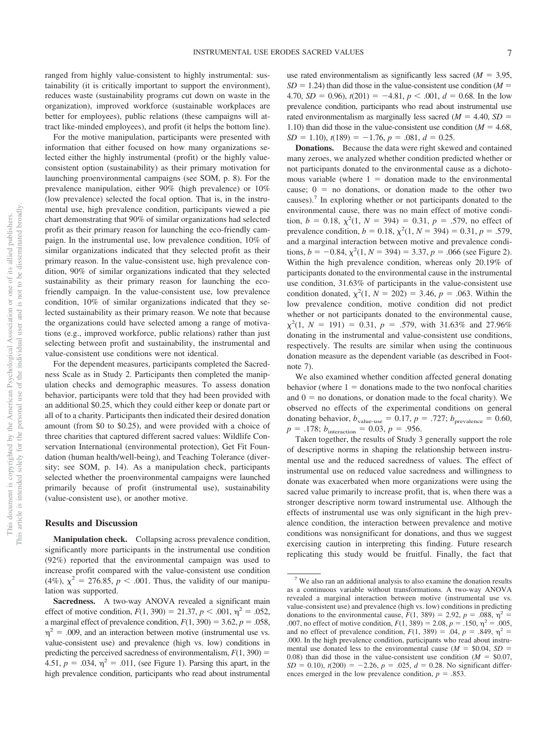ranged from highly value-consistent to highly instrumental: sustainability (it is critically important to support the environment), reduces waste (sustainability programs cut down on waste in the organization), improved workforce (sustainable workplaces are better for employees), public relations (these campaigns will attract like-minded employees), and profit (it helps the bottom line).

For the motive manipulation, participants were presented with information that either focused on how many organizations selected either the highly instrumental (profit) or the highly value-consistent option (sustainability) as their primary motivation for launching proenvironmental campaigns (see SOM, p. 8). For the prevalence manipulation, either 90% (high prevalence) or 10% (low prevalence) selected the focal option. That is, in the instrumental use, high prevalence condition, participants viewed a pie chart demonstrating that 90% of similar organizations had selected profit as their primary reason for launching the eco-friendly campaign. In the instrumental use, low prevalence condition, 10% of similar organizations indicated that they selected profit as their primary reason. In the value-consistent use, high prevalence condition, 90% of similar organizations indicated that they selected sustainability as their primary reason for launching the eco-friendly campaign. In the value-consistent use, low prevalence condition, 10% of similar organizations indicated that they selected sustainability as their primary reason. We note that because the organizations could have selected among a range of motivations (e.g., improved workforce, public relations) rather than just selecting between profit and sustainability, the instrumental and value-consistent use conditions were not identical.

For the dependent measures, participants completed the Sacredness Scale as in Study 2. Participants then completed the manipulation checks and demographic measures. To assess donation behavior, participants were told that they had been provided with an additional \$0.25, which they could either keep or donate part or all of to a charity. Participants then indicated their desired donation amount (from \$0 to \$0.25), and were provided with a choice of three charities that captured different sacred values: Wildlife Conservation International (environmental protection), Get Fit Foundation (human health/well-being), and Teaching Tolerance (diversity; see SOM, p. 14). As a manipulation check, participants selected whether the proenvironmental campaigns were launched primarily because of profit (instrumental use), sustainability (value-consistent use), or another motive.

## Results and Discussion

**Manipulation check.** Collapsing across prevalence condition, significantly more participants in the instrumental use condition (92%) reported that the environmental campaign was used to increase profit compared with the value-consistent use condition (4%), $\chi^2 = 276.85$, $p < .001$. Thus, the validity of our manipulation was supported.

**Sacredness.** A two-way ANOVA revealed a significant main effect of motive condition, $F(1, 390) = 21.37$, $p < .001$, $\eta^2 = .052$, a marginal effect of prevalence condition, $F(1, 390) = 3.62$, $p = .058$, $\eta^2 = .009$, and an interaction between motive (instrumental use vs. value-consistent use) and prevalence (high vs. low) conditions in predicting the perceived sacredness of environmentalism, $F(1, 390) = 4.51$, $p = .034$, $\eta^2 = .011$, (see Figure 1). Parsing this apart, in the high prevalence condition, participants who read about instrumental use rated environmentalism as significantly less sacred ($M = 3.95$, $SD = 1.24$) than did those in the value-consistent use condition ($M = 4.70$, $SD = 0.96$), $t(201) = -4.81$, $p < .001$, $d = 0.68$. In the low prevalence condition, participants who read about instrumental use rated environmentalism as marginally less sacred ($M = 4.40$, $SD = 1.10$) than did those in the value-consistent use condition ($M = 4.68$, $SD = 1.10$), $t(189) = -1.76$, $p = .081$, $d = 0.25$.

**Donations.** Because the data were right skewed and contained many zeroes, we analyzed whether condition predicted whether or not participants donated to the environmental cause as a dichotomous variable (where 1 = donation made to the environmental cause; 0 = no donations, or donation made to the other two causes).[7] In exploring whether or not participants donated to the environmental cause, there was no main effect of motive condition, $b = 0.18$, $\chi^2(1, N = 394) = 0.31$, $p = .579$, no effect of prevalence condition, $b = 0.18$, $\chi^2(1, N = 394) = 0.31$, $p = .579$, and a marginal interaction between motive and prevalence conditions, $b = -0.84$, $\chi^2(1, N = 394) = 3.37$, $p = .066$ (see Figure 2). Within the high prevalence condition, whereas only 20.19% of participants donated to the environmental cause in the instrumental use condition, 31.63% of participants in the value-consistent use condition donated, $\chi^2(1, N = 202) = 3.46$, $p = .063$. Within the low prevalence condition, motive condition did not predict whether or not participants donated to the environmental cause, $\chi^2(1, N = 191) = 0.31$, $p = .579$, with 31.63% and 27.96% donating in the instrumental and value-consistent use conditions, respectively. The results are similar when using the continuous donation measure as the dependent variable (as described in Footnote 7).

We also examined whether condition affected general donating behavior (where 1 = donations made to the two nonfocal charities and 0 = no donations, or donation made to the focal charity). We observed no effects of the experimental conditions on general donating behavior, $b_{\text{value-use}} = 0.17$, $p = .727$; $b_{\text{prevalence}} = 0.60$, $p = .178$; $b_{\text{interaction}} = 0.03$, $p = .956$.

Taken together, the results of Study 3 generally support the role of descriptive norms in shaping the relationship between instrumental use and the reduced sacredness of values. The effect of instrumental use on reduced value sacredness and willingness to donate was exacerbated when more organizations were using the sacred value primarily to increase profit, that is, when there was a stronger descriptive norm toward instrumental use. Although the effects of instrumental use was only significant in the high prevalence condition, the interaction between prevalence and motive conditions was nonsignificant for donations, and thus we suggest exercising caution in interpreting this finding. Future research replicating this study would be fruitful. Finally, the fact that

[7] We also ran an additional analysis to also examine the donation results as a continuous variable without transformations. A two-way ANOVA revealed a marginal interaction between motive (instrumental use vs. value-consistent use) and prevalence (high vs. low) conditions in predicting donations to the environmental cause, $F(1, 389) = 2.92$, $p = .088$, $\eta^2 = .007$, no effect of motive condition, $F(1, 389) = 2.08$, $p = .150$, $\eta^2 = .005$, and no effect of prevalence condition, $F(1, 389) = .04$, $p = .849$, $\eta^2 = .000$. In the high prevalence condition, participants who read about instrumental use donated less to the environmental cause ($M = \$0.04$, $SD = 0.08$) than did those in the value-consistent use condition ($M = \$0.07$, $SD = 0.10$), $t(200) = -2.26$, $p = .025$, $d = 0.28$. No significant differences emerged in the low prevalence condition, $p = .853$.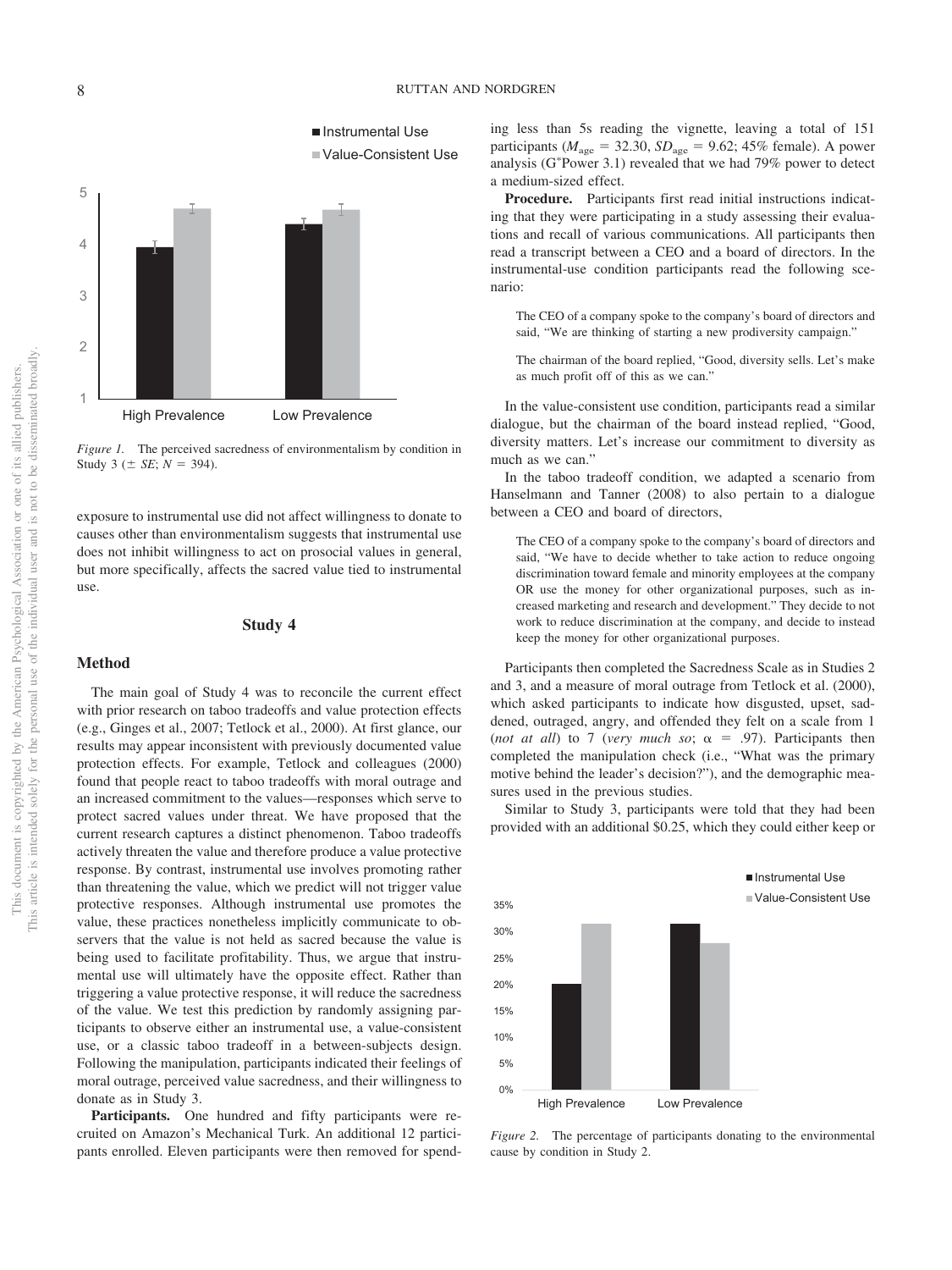*Figure 1.* The perceived sacredness of environmentalism by condition in Study 3 ($\pm$ *SE*; $N = 394$).

exposure to instrumental use did not affect willingness to donate to causes other than environmentalism suggests that instrumental use does not inhibit willingness to act on prosocial values in general, but more specifically, affects the sacred value tied to instrumental use.

## Study 4

### Method

The main goal of Study 4 was to reconcile the current effect with prior research on taboo tradeoffs and value protection effects (e.g., Ginges et al., 2007; Tetlock et al., 2000). At first glance, our results may appear inconsistent with previously documented value protection effects. For example, Tetlock and colleagues (2000) found that people react to taboo tradeoffs with moral outrage and an increased commitment to the values—responses which serve to protect sacred values under threat. We have proposed that the current research captures a distinct phenomenon. Taboo tradeoffs actively threaten the value and therefore produce a value protective response. By contrast, instrumental use involves promoting rather than threatening the value, which we predict will not trigger value protective responses. Although instrumental use promotes the value, these practices nonetheless implicitly communicate to observers that the value is not held as sacred because the value is being used to facilitate profitability. Thus, we argue that instrumental use will ultimately have the opposite effect. Rather than triggering a value protective response, it will reduce the sacredness of the value. We test this prediction by randomly assigning participants to observe either an instrumental use, a value-consistent use, or a classic taboo tradeoff in a between-subjects design. Following the manipulation, participants indicated their feelings of moral outrage, perceived value sacredness, and their willingness to donate as in Study 3.

**Participants.** One hundred and fifty participants were recruited on Amazon's Mechanical Turk. An additional 12 participants enrolled. Eleven participants were then removed for spending less than 5s reading the vignette, leaving a total of 151 participants ($M_{age} = 32.30$, $SD_{age} = 9.62$; 45% female). A power analysis (G*Power 3.1) revealed that we had 79% power to detect a medium-sized effect.

**Procedure.** Participants first read initial instructions indicating that they were participating in a study assessing their evaluations and recall of various communications. All participants then read a transcript between a CEO and a board of directors. In the instrumental-use condition participants read the following scenario:

> The CEO of a company spoke to the company's board of directors and said, "We are thinking of starting a new prodiversity campaign."
>
> The chairman of the board replied, "Good, diversity sells. Let's make as much profit off of this as we can."

In the value-consistent use condition, participants read a similar dialogue, but the chairman of the board instead replied, "Good, diversity matters. Let's increase our commitment to diversity as much as we can."

In the taboo tradeoff condition, we adapted a scenario from Hanselmann and Tanner (2008) to also pertain to a dialogue between a CEO and board of directors,

> The CEO of a company spoke to the company's board of directors and said, "We have to decide whether to take action to reduce ongoing discrimination toward female and minority employees at the company OR use the money for other organizational purposes, such as increased marketing and research and development." They decide to not work to reduce discrimination at the company, and decide to instead keep the money for other organizational purposes.

Participants then completed the Sacredness Scale as in Studies 2 and 3, and a measure of moral outrage from Tetlock et al. (2000), which asked participants to indicate how disgusted, upset, saddened, outraged, angry, and offended they felt on a scale from 1 (*not at all*) to 7 (*very much so*; $\alpha = .97$). Participants then completed the manipulation check (i.e., "What was the primary motive behind the leader's decision?"), and the demographic measures used in the previous studies.

Similar to Study 3, participants were told that they had been provided with an additional \$0.25, which they could either keep or

*Figure 2.* The percentage of participants donating to the environmental cause by condition in Study 2.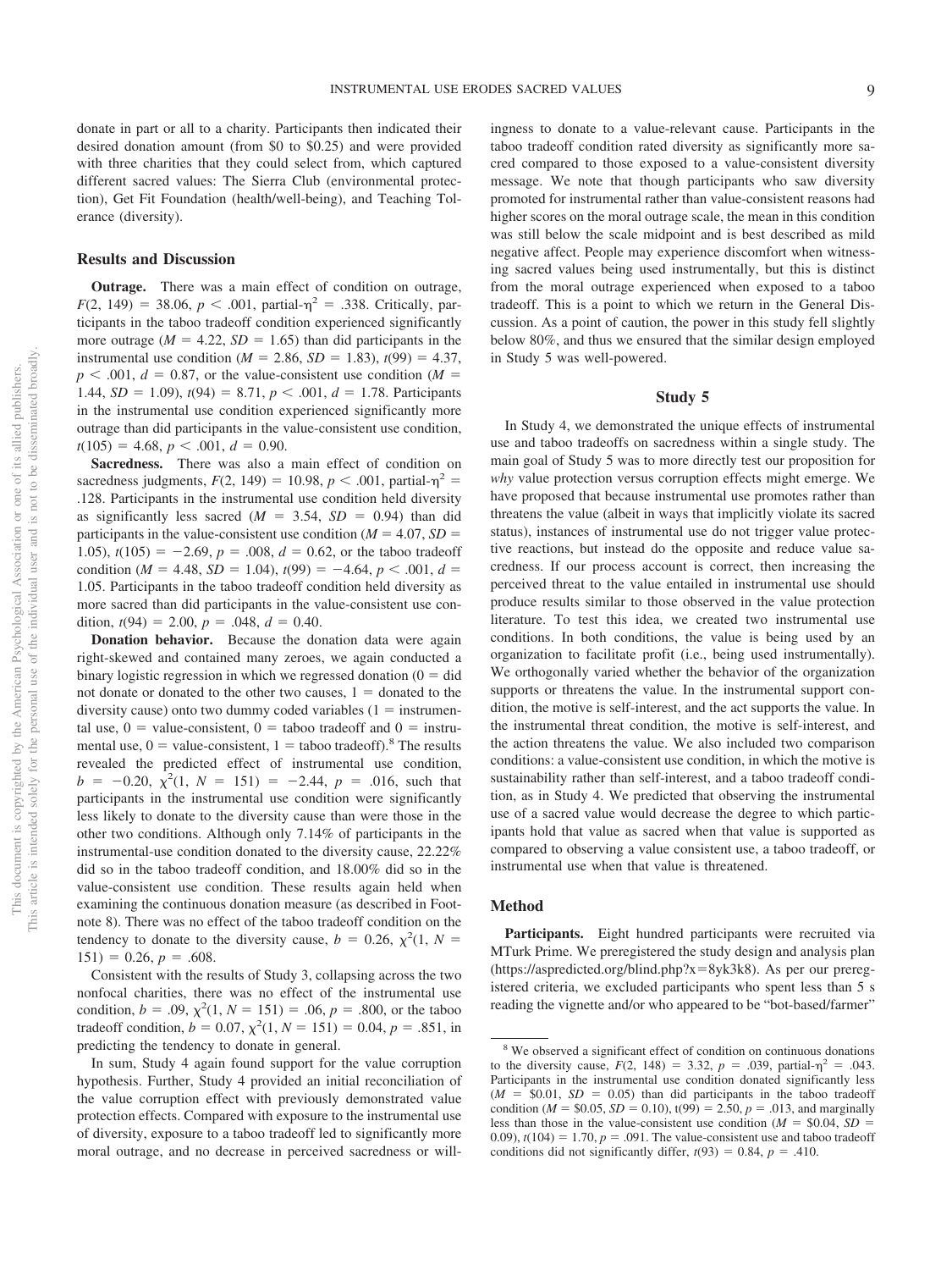donate in part or all to a charity. Participants then indicated their desired donation amount (from \$0 to \$0.25) and were provided with three charities that they could select from, which captured different sacred values: The Sierra Club (environmental protection), Get Fit Foundation (health/well-being), and Teaching Tolerance (diversity).

## Results and Discussion

**Outrage.** There was a main effect of condition on outrage, $F(2, 149) = 38.06$, $p < .001$, partial-$\eta^2 = .338$. Critically, participants in the taboo tradeoff condition experienced significantly more outrage ($M = 4.22$, $SD = 1.65$) than did participants in the instrumental use condition ($M = 2.86$, $SD = 1.83$), $t(99) = 4.37$, $p < .001$, $d = 0.87$, or the value-consistent use condition ($M = 1.44$, $SD = 1.09$), $t(94) = 8.71$, $p < .001$, $d = 1.78$. Participants in the instrumental use condition experienced significantly more outrage than did participants in the value-consistent use condition, $t(105) = 4.68$, $p < .001$, $d = 0.90$.

**Sacredness.** There was also a main effect of condition on sacredness judgments, $F(2, 149) = 10.98$, $p < .001$, partial-$\eta^2 = .128$. Participants in the instrumental use condition held diversity as significantly less sacred ($M = 3.54$, $SD = 0.94$) than did participants in the value-consistent use condition ($M = 4.07$, $SD = 1.05$), $t(105) = -2.69$, $p = .008$, $d = 0.62$, or the taboo tradeoff condition ($M = 4.48$, $SD = 1.04$), $t(99) = -4.64$, $p < .001$, $d = 1.05$. Participants in the taboo tradeoff condition held diversity as more sacred than did participants in the value-consistent use condition, $t(94) = 2.00$, $p = .048$, $d = 0.40$.

**Donation behavior.** Because the donation data were again right-skewed and contained many zeroes, we again conducted a binary logistic regression in which we regressed donation (0 = did not donate or donated to the other two causes, 1 = donated to the diversity cause) onto two dummy coded variables (1 = instrumental use, 0 = value-consistent, 0 = taboo tradeoff and 0 = instrumental use, 0 = value-consistent, 1 = taboo tradeoff).[8] The results revealed the predicted effect of instrumental use condition, $b = -0.20$, $\chi^2(1, N = 151) = -2.44$, $p = .016$, such that participants in the instrumental use condition were significantly less likely to donate to the diversity cause than were those in the other two conditions. Although only 7.14% of participants in the instrumental-use condition donated to the diversity cause, 22.22% did so in the taboo tradeoff condition, and 18.00% did so in the value-consistent use condition. These results again held when examining the continuous donation measure (as described in Footnote 8). There was no effect of the taboo tradeoff condition on the tendency to donate to the diversity cause, $b = 0.26$, $\chi^2(1, N = 151) = 0.26$, $p = .608$.

Consistent with the results of Study 3, collapsing across the two nonfocal charities, there was no effect of the instrumental use condition, $b = .09$, $\chi^2(1, N = 151) = .06$, $p = .800$, or the taboo tradeoff condition, $b = 0.07$, $\chi^2(1, N = 151) = 0.04$, $p = .851$, in predicting the tendency to donate in general.

In sum, Study 4 again found support for the value corruption hypothesis. Further, Study 4 provided an initial reconciliation of the value corruption effect with previously demonstrated value protection effects. Compared with exposure to the instrumental use of diversity, exposure to a taboo tradeoff led to significantly more moral outrage, and no decrease in perceived sacredness or willingness to donate to a value-relevant cause. Participants in the taboo tradeoff condition rated diversity as significantly more sacred compared to those exposed to a value-consistent diversity message. We note that though participants who saw diversity promoted for instrumental rather than value-consistent reasons had higher scores on the moral outrage scale, the mean in this condition was still below the scale midpoint and is best described as mild negative affect. People may experience discomfort when witnessing sacred values being used instrumentally, but this is distinct from the moral outrage experienced when exposed to a taboo tradeoff. This is a point to which we return in the General Discussion. As a point of caution, the power in this study fell slightly below 80%, and thus we ensured that the similar design employed in Study 5 was well-powered.

# Study 5

In Study 4, we demonstrated the unique effects of instrumental use and taboo tradeoffs on sacredness within a single study. The main goal of Study 5 was to more directly test our proposition for *why* value protection versus corruption effects might emerge. We have proposed that because instrumental use promotes rather than threatens the value (albeit in ways that implicitly violate its sacred status), instances of instrumental use do not trigger value protective reactions, but instead do the opposite and reduce value sacredness. If our process account is correct, then increasing the perceived threat to the value entailed in instrumental use should produce results similar to those observed in the value protection literature. To test this idea, we created two instrumental use conditions. In both conditions, the value is being used by an organization to facilitate profit (i.e., being used instrumentally). We orthogonally varied whether the behavior of the organization supports or threatens the value. In the instrumental support condition, the motive is self-interest, and the act supports the value. In the instrumental threat condition, the motive is self-interest, and the action threatens the value. We also included two comparison conditions: a value-consistent use condition, in which the motive is sustainability rather than self-interest, and a taboo tradeoff condition, as in Study 4. We predicted that observing the instrumental use of a sacred value would decrease the degree to which participants hold that value as sacred when that value is supported as compared to observing a value consistent use, a taboo tradeoff, or instrumental use when that value is threatened.

## Method

**Participants.** Eight hundred participants were recruited via MTurk Prime. We preregistered the study design and analysis plan (https://aspredicted.org/blind.php?x=8yk3k8). As per our preregistered criteria, we excluded participants who spent less than 5 s reading the vignette and/or who appeared to be "bot-based/farmer"

---

[8] We observed a significant effect of condition on continuous donations to the diversity cause, $F(2, 148) = 3.32$, $p = .039$, partial-$\eta^2 = .043$. Participants in the instrumental use condition donated significantly less ($M = \$0.01$, $SD = 0.05$) than did participants in the taboo tradeoff condition ($M = \$0.05$, $SD = 0.10$), $t(99) = 2.50$, $p = .013$, and marginally less than those in the value-consistent use condition ($M = \$0.04$, $SD = 0.09$), $t(104) = 1.70$, $p = .091$. The value-consistent use and taboo tradeoff conditions did not significantly differ, $t(93) = 0.84$, $p = .410$.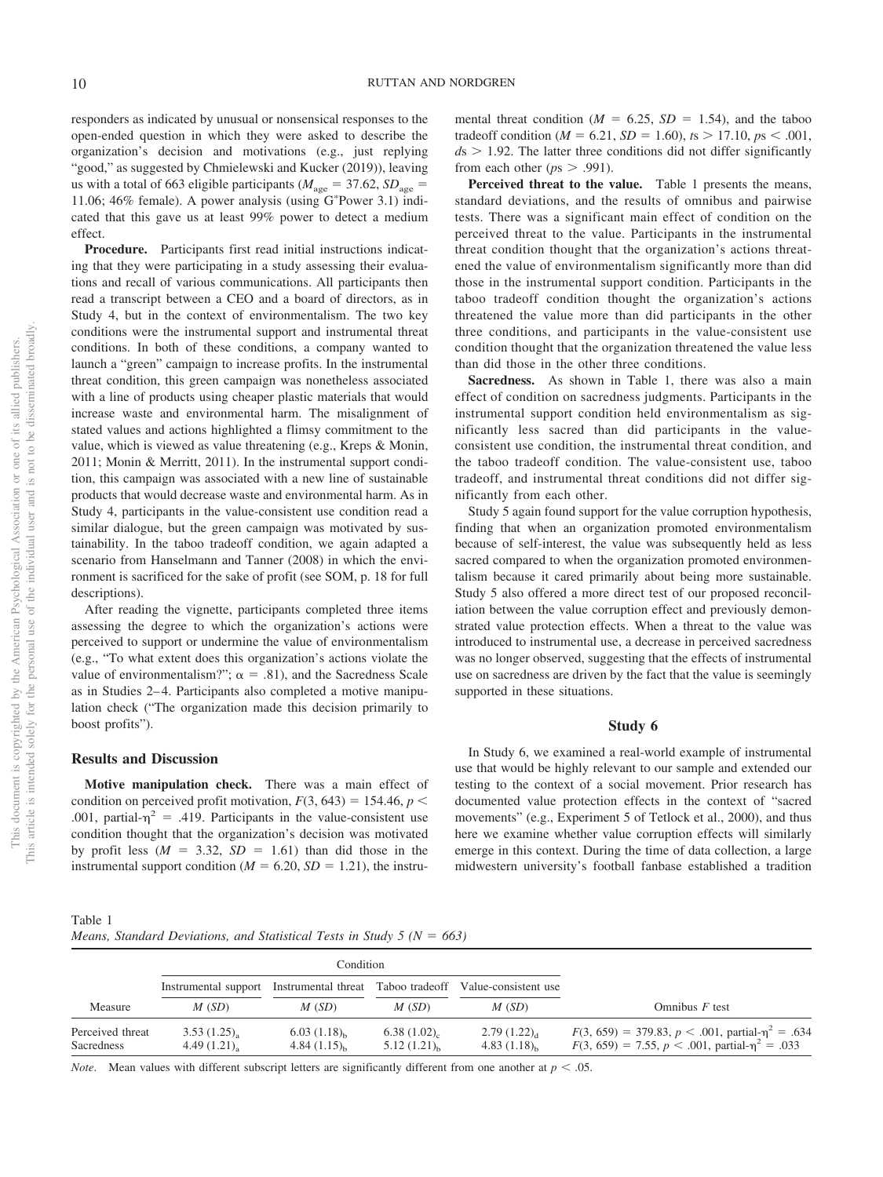responders as indicated by unusual or nonsensical responses to the open-ended question in which they were asked to describe the organization's decision and motivations (e.g., just replying "good," as suggested by Chmielewski and Kucker (2019)), leaving us with a total of 663 eligible participants ($M_{age} = 37.62$, $SD_{age} = 11.06$; 46% female). A power analysis (using G*Power 3.1) indicated that this gave us at least 99% power to detect a medium effect.

**Procedure.** Participants first read initial instructions indicating that they were participating in a study assessing their evaluations and recall of various communications. All participants then read a transcript between a CEO and a board of directors, as in Study 4, but in the context of environmentalism. The two key conditions were the instrumental support and instrumental threat conditions. In both of these conditions, a company wanted to launch a "green" campaign to increase profits. In the instrumental threat condition, this green campaign was nonetheless associated with a line of products using cheaper plastic materials that would increase waste and environmental harm. The misalignment of stated values and actions highlighted a flimsy commitment to the value, which is viewed as value threatening (e.g., Kreps & Monin, 2011; Monin & Merritt, 2011). In the instrumental support condition, this campaign was associated with a new line of sustainable products that would decrease waste and environmental harm. As in Study 4, participants in the value-consistent use condition read a similar dialogue, but the green campaign was motivated by sustainability. In the taboo tradeoff condition, we again adapted a scenario from Hanselmann and Tanner (2008) in which the environment is sacrificed for the sake of profit (see SOM, p. 18 for full descriptions).

After reading the vignette, participants completed three items assessing the degree to which the organization's actions were perceived to support or undermine the value of environmentalism (e.g., "To what extent does this organization's actions violate the value of environmentalism?"; $\alpha = .81$), and the Sacredness Scale as in Studies 2–4. Participants also completed a motive manipulation check ("The organization made this decision primarily to boost profits").

## Results and Discussion

**Motive manipulation check.** There was a main effect of condition on perceived profit motivation, $F(3, 643) = 154.46$, $p < .001$, partial-$\eta^2 = .419$. Participants in the value-consistent use condition thought that the organization's decision was motivated by profit less ($M = 3.32$, $SD = 1.61$) than did those in the instrumental support condition ($M = 6.20$, $SD = 1.21$), the instrumental threat condition ($M = 6.25$, $SD = 1.54$), and the taboo tradeoff condition ($M = 6.21$, $SD = 1.60$), $ts > 17.10$, $ps < .001$, $ds > 1.92$. The latter three conditions did not differ significantly from each other ($ps > .991$).

**Perceived threat to the value.** Table 1 presents the means, standard deviations, and the results of omnibus and pairwise tests. There was a significant main effect of condition on the perceived threat to the value. Participants in the instrumental threat condition thought that the organization's actions threatened the value of environmentalism significantly more than did those in the instrumental support condition. Participants in the taboo tradeoff condition thought the organization's actions threatened the value more than did participants in the other three conditions, and participants in the value-consistent use condition thought that the organization threatened the value less than did those in the other three conditions.

**Sacredness.** As shown in Table 1, there was also a main effect of condition on sacredness judgments. Participants in the instrumental support condition held environmentalism as significantly less sacred than did participants in the value-consistent use condition, the instrumental threat condition, and the taboo tradeoff condition. The value-consistent use, taboo tradeoff, and instrumental threat conditions did not differ significantly from each other.

Study 5 again found support for the value corruption hypothesis, finding that when an organization promoted environmentalism because of self-interest, the value was subsequently held as less sacred compared to when the organization promoted environmentalism because it cared primarily about being more sustainable. Study 5 also offered a more direct test of our proposed reconciliation between the value corruption effect and previously demonstrated value protection effects. When a threat to the value was introduced to instrumental use, a decrease in perceived sacredness was no longer observed, suggesting that the effects of instrumental use on sacredness are driven by the fact that the value is seemingly supported in these situations.

## Study 6

In Study 6, we examined a real-world example of instrumental use that would be highly relevant to our sample and extended our testing to the context of a social movement. Prior research has documented value protection effects in the context of "sacred movements" (e.g., Experiment 5 of Tetlock et al., 2000), and thus here we examine whether value corruption effects will similarly emerge in this context. During the time of data collection, a large midwestern university's football fanbase established a tradition

Table 1
*Means, Standard Deviations, and Statistical Tests in Study 5 (N = 663)*

| | Condition | | | | |
|---|---|---|---|---|---|
| | Instrumental support | Instrumental threat | Taboo tradeoff | Value-consistent use | |
| Measure | *M* (*SD*) | *M* (*SD*) | *M* (*SD*) | *M* (*SD*) | Omnibus *F* test |
| Perceived threat | $3.53\ (1.25)_a$ | $6.03\ (1.18)_b$ | $6.38\ (1.02)_c$ | $2.79\ (1.22)_d$ | $F(3, 659) = 379.83$, $p < .001$, partial-$\eta^2 = .634$ |
| Sacredness | $4.49\ (1.21)_a$ | $4.84\ (1.15)_b$ | $5.12\ (1.21)_b$ | $4.83\ (1.18)_b$ | $F(3, 659) = 7.55$, $p < .001$, partial-$\eta^2 = .033$ |

*Note*. Mean values with different subscript letters are significantly different from one another at $p < .05$.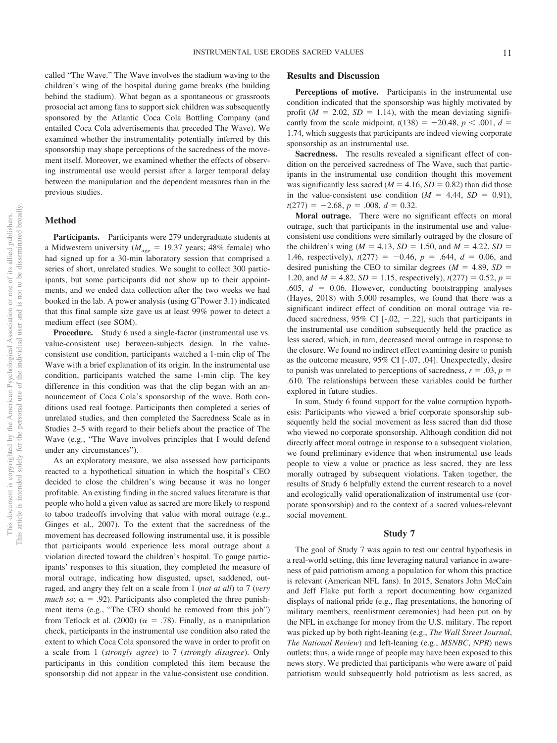called "The Wave." The Wave involves the stadium waving to the children's wing of the hospital during game breaks (the building behind the stadium). What began as a spontaneous or grassroots prosocial act among fans to support sick children was subsequently sponsored by the Atlantic Coca Cola Bottling Company (and entailed Coca Cola advertisements that preceded The Wave). We examined whether the instrumentality potentially inferred by this sponsorship may shape perceptions of the sacredness of the movement itself. Moreover, we examined whether the effects of observing instrumental use would persist after a larger temporal delay between the manipulation and the dependent measures than in the previous studies.

## Method

**Participants.** Participants were 279 undergraduate students at a Midwestern university ($M_{age}$ = 19.37 years; 48% female) who had signed up for a 30-min laboratory session that comprised a series of short, unrelated studies. We sought to collect 300 participants, but some participants did not show up to their appointments, and we ended data collection after the two weeks we had booked in the lab. A power analysis (using G*Power 3.1) indicated that this final sample size gave us at least 99% power to detect a medium effect (see SOM).

**Procedure.** Study 6 used a single-factor (instrumental use vs. value-consistent use) between-subjects design. In the value-consistent use condition, participants watched a 1-min clip of The Wave with a brief explanation of its origin. In the instrumental use condition, participants watched the same 1-min clip. The key difference in this condition was that the clip began with an announcement of Coca Cola's sponsorship of the wave. Both conditions used real footage. Participants then completed a series of unrelated studies, and then completed the Sacredness Scale as in Studies 2–5 with regard to their beliefs about the practice of The Wave (e.g., "The Wave involves principles that I would defend under any circumstances").

As an exploratory measure, we also assessed how participants reacted to a hypothetical situation in which the hospital's CEO decided to close the children's wing because it was no longer profitable. An existing finding in the sacred values literature is that people who hold a given value as sacred are more likely to respond to taboo tradeoffs involving that value with moral outrage (e.g., Ginges et al., 2007). To the extent that the sacredness of the movement has decreased following instrumental use, it is possible that participants would experience less moral outrage about a violation directed toward the children's hospital. To gauge participants' responses to this situation, they completed the measure of moral outrage, indicating how disgusted, upset, saddened, outraged, and angry they felt on a scale from 1 (*not at all*) to 7 (*very much so*; $\alpha$ = .92). Participants also completed the three punishment items (e.g., "The CEO should be removed from this job") from Tetlock et al. (2000) ($\alpha$ = .78). Finally, as a manipulation check, participants in the instrumental use condition also rated the extent to which Coca Cola sponsored the wave in order to profit on a scale from 1 (*strongly agree*) to 7 (*strongly disagree*). Only participants in this condition completed this item because the sponsorship did not appear in the value-consistent use condition.

## Results and Discussion

**Perceptions of motive.** Participants in the instrumental use condition indicated that the sponsorship was highly motivated by profit ($M$ = 2.02, $SD$ = 1.14), with the mean deviating significantly from the scale midpoint, $t(138) = -20.48$, $p < .001$, $d$ = 1.74, which suggests that participants are indeed viewing corporate sponsorship as an instrumental use.

**Sacredness.** The results revealed a significant effect of condition on the perceived sacredness of The Wave, such that participants in the instrumental use condition thought this movement was significantly less sacred ($M$ = 4.16, $SD$ = 0.82) than did those in the value-consistent use condition ($M$ = 4.44, $SD$ = 0.91), $t(277) = -2.68$, $p$ = .008, $d$ = 0.32.

**Moral outrage.** There were no significant effects on moral outrage, such that participants in the instrumental use and value-consistent use conditions were similarly outraged by the closure of the children's wing ($M$ = 4.13, $SD$ = 1.50, and $M$ = 4.22, $SD$ = 1.46, respectively), $t(277) = -0.46$, $p$ = .644, $d$ = 0.06, and desired punishing the CEO to similar degrees ($M$ = 4.89, $SD$ = 1.20, and $M$ = 4.82, $SD$ = 1.15, respectively), $t(277)$ = 0.52, $p$ = .605, $d$ = 0.06. However, conducting bootstrapping analyses (Hayes, 2018) with 5,000 resamples, we found that there was a significant indirect effect of condition on moral outrage via reduced sacredness, 95% CI [-.02, −.22], such that participants in the instrumental use condition subsequently held the practice as less sacred, which, in turn, decreased moral outrage in response to the closure. We found no indirect effect examining desire to punish as the outcome measure, 95% CI [-.07, .04]. Unexpectedly, desire to punish was unrelated to perceptions of sacredness, $r$ = .03, $p$ = .610. The relationships between these variables could be further explored in future studies.

In sum, Study 6 found support for the value corruption hypothesis: Participants who viewed a brief corporate sponsorship subsequently held the social movement as less sacred than did those who viewed no corporate sponsorship. Although condition did not directly affect moral outrage in response to a subsequent violation, we found preliminary evidence that when instrumental use leads people to view a value or practice as less sacred, they are less morally outraged by subsequent violations. Taken together, the results of Study 6 helpfully extend the current research to a novel and ecologically valid operationalization of instrumental use (corporate sponsorship) and to the context of a sacred values-relevant social movement.

# Study 7

The goal of Study 7 was again to test our central hypothesis in a real-world setting, this time leveraging natural variance in awareness of paid patriotism among a population for whom this practice is relevant (American NFL fans). In 2015, Senators John McCain and Jeff Flake put forth a report documenting how organized displays of national pride (e.g., flag presentations, the honoring of military members, reenlistment ceremonies) had been put on by the NFL in exchange for money from the U.S. military. The report was picked up by both right-leaning (e.g., *The Wall Street Journal*, *The National Review*) and left-leaning (e.g., *MSNBC*, *NPR*) news outlets; thus, a wide range of people may have been exposed to this news story. We predicted that participants who were aware of paid patriotism would subsequently hold patriotism as less sacred, as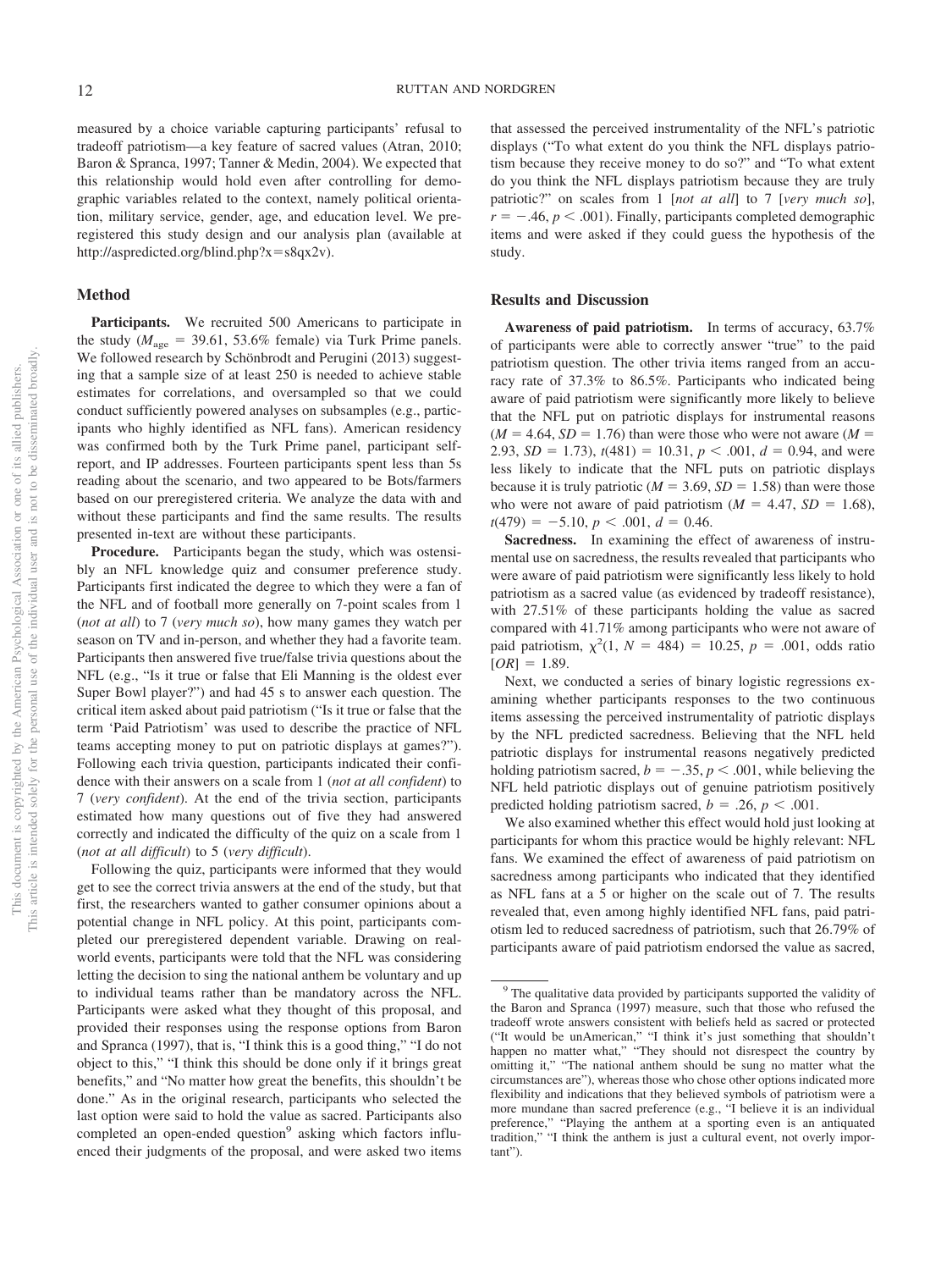measured by a choice variable capturing participants' refusal to tradeoff patriotism—a key feature of sacred values (Atran, 2010; Baron & Spranca, 1997; Tanner & Medin, 2004). We expected that this relationship would hold even after controlling for demographic variables related to the context, namely political orientation, military service, gender, age, and education level. We preregistered this study design and our analysis plan (available at http://aspredicted.org/blind.php?x=s8qx2v).

## Method

**Participants.** We recruited 500 Americans to participate in the study ($M_{\text{age}} = 39.61$, 53.6% female) via Turk Prime panels. We followed research by Schönbrodt and Perugini (2013) suggesting that a sample size of at least 250 is needed to achieve stable estimates for correlations, and oversampled so that we could conduct sufficiently powered analyses on subsamples (e.g., participants who highly identified as NFL fans). American residency was confirmed both by the Turk Prime panel, participant self-report, and IP addresses. Fourteen participants spent less than 5s reading about the scenario, and two appeared to be Bots/farmers based on our preregistered criteria. We analyze the data with and without these participants and find the same results. The results presented in-text are without these participants.

**Procedure.** Participants began the study, which was ostensibly an NFL knowledge quiz and consumer preference study. Participants first indicated the degree to which they were a fan of the NFL and of football more generally on 7-point scales from 1 (*not at all*) to 7 (*very much so*), how many games they watch per season on TV and in-person, and whether they had a favorite team. Participants then answered five true/false trivia questions about the NFL (e.g., "Is it true or false that Eli Manning is the oldest ever Super Bowl player?") and had 45 s to answer each question. The critical item asked about paid patriotism ("Is it true or false that the term 'Paid Patriotism' was used to describe the practice of NFL teams accepting money to put on patriotic displays at games?"). Following each trivia question, participants indicated their confidence with their answers on a scale from 1 (*not at all confident*) to 7 (*very confident*). At the end of the trivia section, participants estimated how many questions out of five they had answered correctly and indicated the difficulty of the quiz on a scale from 1 (*not at all difficult*) to 5 (*very difficult*).

Following the quiz, participants were informed that they would get to see the correct trivia answers at the end of the study, but that first, the researchers wanted to gather consumer opinions about a potential change in NFL policy. At this point, participants completed our preregistered dependent variable. Drawing on real-world events, participants were told that the NFL was considering letting the decision to sing the national anthem be voluntary and up to individual teams rather than be mandatory across the NFL. Participants were asked what they thought of this proposal, and provided their responses using the response options from Baron and Spranca (1997), that is, "I think this is a good thing," "I do not object to this," "I think this should be done only if it brings great benefits," and "No matter how great the benefits, this shouldn't be done." As in the original research, participants who selected the last option were said to hold the value as sacred. Participants also completed an open-ended question[9] asking which factors influenced their judgments of the proposal, and were asked two items that assessed the perceived instrumentality of the NFL's patriotic displays ("To what extent do you think the NFL displays patriotism because they receive money to do so?" and "To what extent do you think the NFL displays patriotism because they are truly patriotic?" on scales from 1 [*not at all*] to 7 [*very much so*], $r = -.46$, $p < .001$). Finally, participants completed demographic items and were asked if they could guess the hypothesis of the study.

## Results and Discussion

**Awareness of paid patriotism.** In terms of accuracy, 63.7% of participants were able to correctly answer "true" to the paid patriotism question. The other trivia items ranged from an accuracy rate of 37.3% to 86.5%. Participants who indicated being aware of paid patriotism were significantly more likely to believe that the NFL put on patriotic displays for instrumental reasons ($M = 4.64$, $SD = 1.76$) than were those who were not aware ($M = 2.93$, $SD = 1.73$), $t(481) = 10.31$, $p < .001$, $d = 0.94$, and were less likely to indicate that the NFL puts on patriotic displays because it is truly patriotic ($M = 3.69$, $SD = 1.58$) than were those who were not aware of paid patriotism ($M = 4.47$, $SD = 1.68$), $t(479) = -5.10$, $p < .001$, $d = 0.46$.

**Sacredness.** In examining the effect of awareness of instrumental use on sacredness, the results revealed that participants who were aware of paid patriotism were significantly less likely to hold patriotism as a sacred value (as evidenced by tradeoff resistance), with 27.51% of these participants holding the value as sacred compared with 41.71% among participants who were not aware of paid patriotism, $\chi^2(1, N = 484) = 10.25$, $p = .001$, odds ratio $[OR] = 1.89$.

Next, we conducted a series of binary logistic regressions examining whether participants responses to the two continuous items assessing the perceived instrumentality of patriotic displays by the NFL predicted sacredness. Believing that the NFL held patriotic displays for instrumental reasons negatively predicted holding patriotism sacred, $b = -.35$, $p < .001$, while believing the NFL held patriotic displays out of genuine patriotism positively predicted holding patriotism sacred, $b = .26$, $p < .001$.

We also examined whether this effect would hold just looking at participants for whom this practice would be highly relevant: NFL fans. We examined the effect of awareness of paid patriotism on sacredness among participants who indicated that they identified as NFL fans at a 5 or higher on the scale out of 7. The results revealed that, even among highly identified NFL fans, paid patriotism led to reduced sacredness of patriotism, such that 26.79% of participants aware of paid patriotism endorsed the value as sacred,

[9] The qualitative data provided by participants supported the validity of the Baron and Spranca (1997) measure, such that those who refused the tradeoff wrote answers consistent with beliefs held as sacred or protected ("It would be unAmerican," "I think it's just something that shouldn't happen no matter what," "They should not disrespect the country by omitting it," "The national anthem should be sung no matter what the circumstances are"), whereas those who chose other options indicated more flexibility and indications that they believed symbols of patriotism were a more mundane than sacred preference (e.g., "I believe it is an individual preference," "Playing the anthem at a sporting even is an antiquated tradition," "I think the anthem is just a cultural event, not overly important").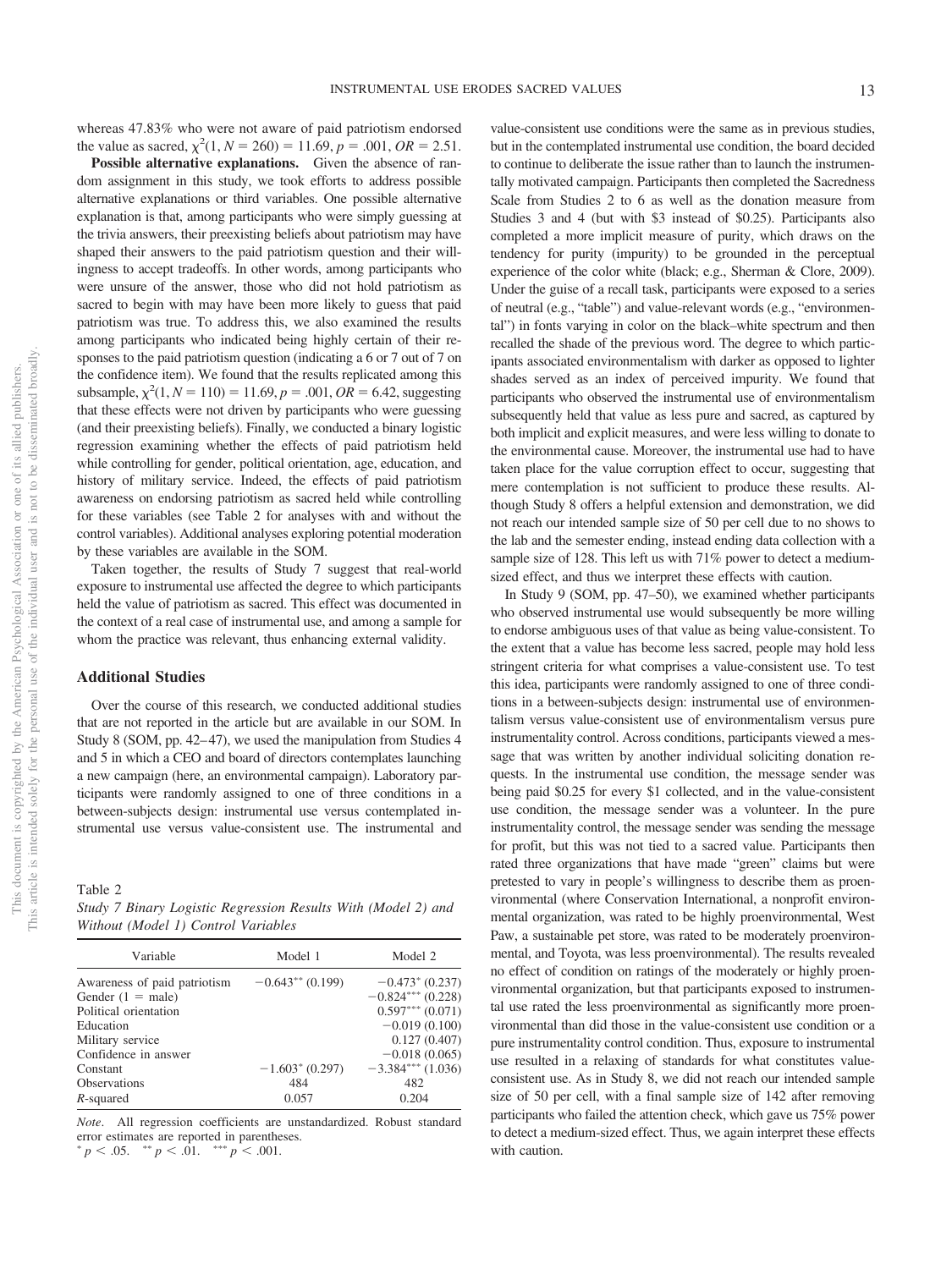whereas 47.83% who were not aware of paid patriotism endorsed the value as sacred, $\chi^2(1, N = 260) = 11.69$, $p = .001$, $OR = 2.51$.

**Possible alternative explanations.** Given the absence of random assignment in this study, we took efforts to address possible alternative explanations or third variables. One possible alternative explanation is that, among participants who were simply guessing at the trivia answers, their preexisting beliefs about patriotism may have shaped their answers to the paid patriotism question and their willingness to accept tradeoffs. In other words, among participants who were unsure of the answer, those who did not hold patriotism as sacred to begin with may have been more likely to guess that paid patriotism was true. To address this, we also examined the results among participants who indicated being highly certain of their responses to the paid patriotism question (indicating a 6 or 7 out of 7 on the confidence item). We found that the results replicated among this subsample, $\chi^2(1, N = 110) = 11.69$, $p = .001$, $OR = 6.42$, suggesting that these effects were not driven by participants who were guessing (and their preexisting beliefs). Finally, we conducted a binary logistic regression examining whether the effects of paid patriotism held while controlling for gender, political orientation, age, education, and history of military service. Indeed, the effects of paid patriotism awareness on endorsing patriotism as sacred held while controlling for these variables (see Table 2 for analyses with and without the control variables). Additional analyses exploring potential moderation by these variables are available in the SOM.

Taken together, the results of Study 7 suggest that real-world exposure to instrumental use affected the degree to which participants held the value of patriotism as sacred. This effect was documented in the context of a real case of instrumental use, and among a sample for whom the practice was relevant, thus enhancing external validity.

## Additional Studies

Over the course of this research, we conducted additional studies that are not reported in the article but are available in our SOM. In Study 8 (SOM, pp. 42–47), we used the manipulation from Studies 4 and 5 in which a CEO and board of directors contemplates launching a new campaign (here, an environmental campaign). Laboratory participants were randomly assigned to one of three conditions in a between-subjects design: instrumental use versus contemplated instrumental use versus value-consistent use. The instrumental and value-consistent use conditions were the same as in previous studies, but in the contemplated instrumental use condition, the board decided to continue to deliberate the issue rather than to launch the instrumentally motivated campaign. Participants then completed the Sacredness Scale from Studies 2 to 6 as well as the donation measure from Studies 3 and 4 (but with \$3 instead of \$0.25). Participants also completed a more implicit measure of purity, which draws on the tendency for purity (impurity) to be grounded in the perceptual experience of the color white (black; e.g., Sherman & Clore, 2009). Under the guise of a recall task, participants were exposed to a series of neutral (e.g., "table") and value-relevant words (e.g., "environmental") in fonts varying in color on the black–white spectrum and then recalled the shade of the previous word. The degree to which participants associated environmentalism with darker as opposed to lighter shades served as an index of perceived impurity. We found that participants who observed the instrumental use of environmentalism subsequently held that value as less pure and sacred, as captured by both implicit and explicit measures, and were less willing to donate to the environmental cause. Moreover, the instrumental use had to have taken place for the value corruption effect to occur, suggesting that mere contemplation is not sufficient to produce these results. Although Study 8 offers a helpful extension and demonstration, we did not reach our intended sample size of 50 per cell due to no shows to the lab and the semester ending, instead ending data collection with a sample size of 128. This left us with 71% power to detect a medium-sized effect, and thus we interpret these effects with caution.

In Study 9 (SOM, pp. 47–50), we examined whether participants who observed instrumental use would subsequently be more willing to endorse ambiguous uses of that value as being value-consistent. To the extent that a value has become less sacred, people may hold less stringent criteria for what comprises a value-consistent use. To test this idea, participants were randomly assigned to one of three conditions in a between-subjects design: instrumental use of environmentalism versus value-consistent use of environmentalism versus pure instrumentality control. Across conditions, participants viewed a message that was written by another individual soliciting donation requests. In the instrumental use condition, the message sender was being paid \$0.25 for every \$1 collected, and in the value-consistent use condition, the message sender was a volunteer. In the pure instrumentality control, the message sender was sending the message for profit, but this was not tied to a sacred value. Participants then rated three organizations that have made "green" claims but were pretested to vary in people's willingness to describe them as proenvironmental (where Conservation International, a nonprofit environmental organization, was rated to be highly proenvironmental, West Paw, a sustainable pet store, was rated to be moderately proenvironmental, and Toyota, was less proenvironmental). The results revealed no effect of condition on ratings of the moderately or highly proenvironmental organization, but that participants exposed to instrumental use rated the less proenvironmental as significantly more proenvironmental than did those in the value-consistent use condition or a pure instrumentality control condition. Thus, exposure to instrumental use resulted in a relaxing of standards for what constitutes value-consistent use. As in Study 8, we did not reach our intended sample size of 50 per cell, with a final sample size of 142 after removing participants who failed the attention check, which gave us 75% power to detect a medium-sized effect. Thus, we again interpret these effects with caution.

Table 2
*Study 7 Binary Logistic Regression Results With (Model 2) and Without (Model 1) Control Variables*

| Variable | Model 1 | Model 2 |
|---|---|---|
| Awareness of paid patriotism | −0.643** (0.199) | −0.473* (0.237) |
| Gender (1 = male) | | −0.824*** (0.228) |
| Political orientation | | 0.597*** (0.071) |
| Education | | −0.019 (0.100) |
| Military service | | 0.127 (0.407) |
| Confidence in answer | | −0.018 (0.065) |
| Constant | −1.603* (0.297) | −3.384*** (1.036) |
| Observations | 484 | 482 |
| *R*-squared | 0.057 | 0.204 |

*Note*. All regression coefficients are unstandardized. Robust standard error estimates are reported in parentheses.
* $p < .05$. ** $p < .01$. *** $p < .001$.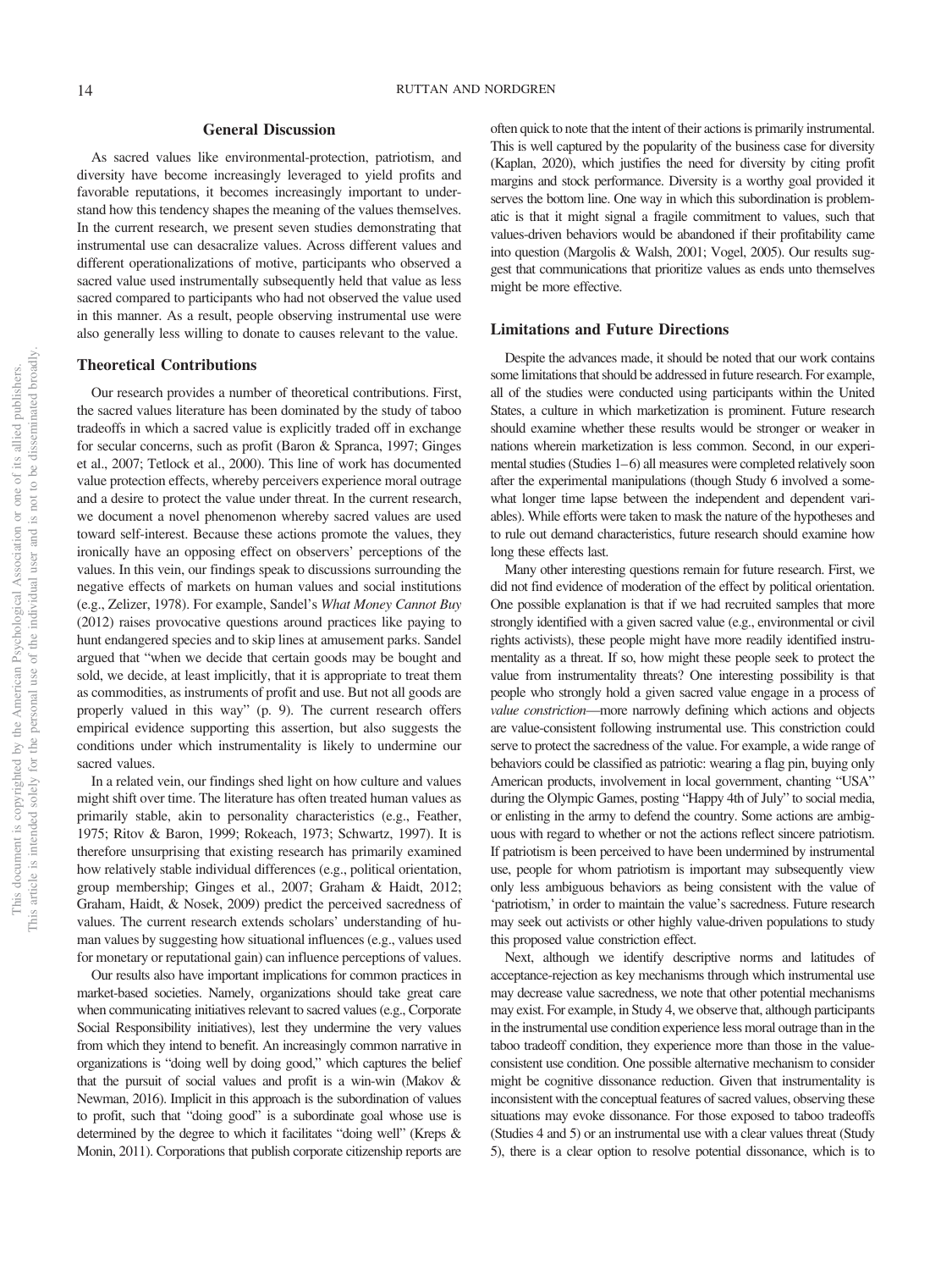## General Discussion

As sacred values like environmental-protection, patriotism, and diversity have become increasingly leveraged to yield profits and favorable reputations, it becomes increasingly important to understand how this tendency shapes the meaning of the values themselves. In the current research, we present seven studies demonstrating that instrumental use can desacralize values. Across different values and different operationalizations of motive, participants who observed a sacred value used instrumentally subsequently held that value as less sacred compared to participants who had not observed the value used in this manner. As a result, people observing instrumental use were also generally less willing to donate to causes relevant to the value.

### Theoretical Contributions

Our research provides a number of theoretical contributions. First, the sacred values literature has been dominated by the study of taboo tradeoffs in which a sacred value is explicitly traded off in exchange for secular concerns, such as profit (Baron & Spranca, 1997; Ginges et al., 2007; Tetlock et al., 2000). This line of work has documented value protection effects, whereby perceivers experience moral outrage and a desire to protect the value under threat. In the current research, we document a novel phenomenon whereby sacred values are used toward self-interest. Because these actions promote the values, they ironically have an opposing effect on observers' perceptions of the values. In this vein, our findings speak to discussions surrounding the negative effects of markets on human values and social institutions (e.g., Zelizer, 1978). For example, Sandel's *What Money Cannot Buy* (2012) raises provocative questions around practices like paying to hunt endangered species and to skip lines at amusement parks. Sandel argued that "when we decide that certain goods may be bought and sold, we decide, at least implicitly, that it is appropriate to treat them as commodities, as instruments of profit and use. But not all goods are properly valued in this way" (p. 9). The current research offers empirical evidence supporting this assertion, but also suggests the conditions under which instrumentality is likely to undermine our sacred values.

In a related vein, our findings shed light on how culture and values might shift over time. The literature has often treated human values as primarily stable, akin to personality characteristics (e.g., Feather, 1975; Ritov & Baron, 1999; Rokeach, 1973; Schwartz, 1997). It is therefore unsurprising that existing research has primarily examined how relatively stable individual differences (e.g., political orientation, group membership; Ginges et al., 2007; Graham & Haidt, 2012; Graham, Haidt, & Nosek, 2009) predict the perceived sacredness of values. The current research extends scholars' understanding of human values by suggesting how situational influences (e.g., values used for monetary or reputational gain) can influence perceptions of values.

Our results also have important implications for common practices in market-based societies. Namely, organizations should take great care when communicating initiatives relevant to sacred values (e.g., Corporate Social Responsibility initiatives), lest they undermine the very values from which they intend to benefit. An increasingly common narrative in organizations is "doing well by doing good," which captures the belief that the pursuit of social values and profit is a win-win (Makov & Newman, 2016). Implicit in this approach is the subordination of values to profit, such that "doing good" is a subordinate goal whose use is determined by the degree to which it facilitates "doing well" (Kreps & Monin, 2011). Corporations that publish corporate citizenship reports are often quick to note that the intent of their actions is primarily instrumental. This is well captured by the popularity of the business case for diversity (Kaplan, 2020), which justifies the need for diversity by citing profit margins and stock performance. Diversity is a worthy goal provided it serves the bottom line. One way in which this subordination is problematic is that it might signal a fragile commitment to values, such that values-driven behaviors would be abandoned if their profitability came into question (Margolis & Walsh, 2001; Vogel, 2005). Our results suggest that communications that prioritize values as ends unto themselves might be more effective.

### Limitations and Future Directions

Despite the advances made, it should be noted that our work contains some limitations that should be addressed in future research. For example, all of the studies were conducted using participants within the United States, a culture in which marketization is prominent. Future research should examine whether these results would be stronger or weaker in nations wherein marketization is less common. Second, in our experimental studies (Studies 1–6) all measures were completed relatively soon after the experimental manipulations (though Study 6 involved a somewhat longer time lapse between the independent and dependent variables). While efforts were taken to mask the nature of the hypotheses and to rule out demand characteristics, future research should examine how long these effects last.

Many other interesting questions remain for future research. First, we did not find evidence of moderation of the effect by political orientation. One possible explanation is that if we had recruited samples that more strongly identified with a given sacred value (e.g., environmental or civil rights activists), these people might have more readily identified instrumentality as a threat. If so, how might these people seek to protect the value from instrumentality threats? One interesting possibility is that people who strongly hold a given sacred value engage in a process of *value constriction*—more narrowly defining which actions and objects are value-consistent following instrumental use. This constriction could serve to protect the sacredness of the value. For example, a wide range of behaviors could be classified as patriotic: wearing a flag pin, buying only American products, involvement in local government, chanting "USA" during the Olympic Games, posting "Happy 4th of July" to social media, or enlisting in the army to defend the country. Some actions are ambiguous with regard to whether or not the actions reflect sincere patriotism. If patriotism is been perceived to have been undermined by instrumental use, people for whom patriotism is important may subsequently view only less ambiguous behaviors as being consistent with the value of 'patriotism,' in order to maintain the value's sacredness. Future research may seek out activists or other highly value-driven populations to study this proposed value constriction effect.

Next, although we identify descriptive norms and latitudes of acceptance-rejection as key mechanisms through which instrumental use may decrease value sacredness, we note that other potential mechanisms may exist. For example, in Study 4, we observe that, although participants in the instrumental use condition experience less moral outrage than in the taboo tradeoff condition, they experience more than those in the value-consistent use condition. One possible alternative mechanism to consider might be cognitive dissonance reduction. Given that instrumentality is inconsistent with the conceptual features of sacred values, observing these situations may evoke dissonance. For those exposed to taboo tradeoffs (Studies 4 and 5) or an instrumental use with a clear values threat (Study 5), there is a clear option to resolve potential dissonance, which is to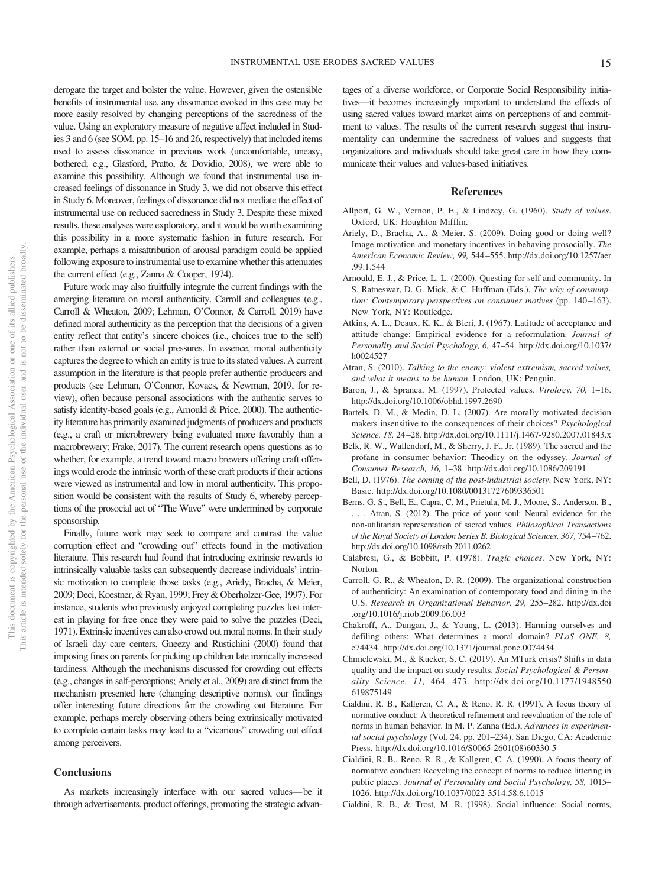derogate the target and bolster the value. However, given the ostensible benefits of instrumental use, any dissonance evoked in this case may be more easily resolved by changing perceptions of the sacredness of the value. Using an exploratory measure of negative affect included in Studies 3 and 6 (see SOM, pp. 15–16 and 26, respectively) that included items used to assess dissonance in previous work (uncomfortable, uneasy, bothered; e.g., Glasford, Pratto, & Dovidio, 2008), we were able to examine this possibility. Although we found that instrumental use increased feelings of dissonance in Study 3, we did not observe this effect in Study 6. Moreover, feelings of dissonance did not mediate the effect of instrumental use on reduced sacredness in Study 3. Despite these mixed results, these analyses were exploratory, and it would be worth examining this possibility in a more systematic fashion in future research. For example, perhaps a misattribution of arousal paradigm could be applied following exposure to instrumental use to examine whether this attenuates the current effect (e.g., Zanna & Cooper, 1974).

Future work may also fruitfully integrate the current findings with the emerging literature on moral authenticity. Carroll and colleagues (e.g., Carroll & Wheaton, 2009; Lehman, O'Connor, & Carroll, 2019) have defined moral authenticity as the perception that the decisions of a given entity reflect that entity's sincere choices (i.e., choices true to the self) rather than external or social pressures. In essence, moral authenticity captures the degree to which an entity is true to its stated values. A current assumption in the literature is that people prefer authentic producers and products (see Lehman, O'Connor, Kovacs, & Newman, 2019, for review), often because personal associations with the authentic serves to satisfy identity-based goals (e.g., Arnould & Price, 2000). The authenticity literature has primarily examined judgments of producers and products (e.g., a craft or microbrewery being evaluated more favorably than a macrobrewery; Frake, 2017). The current research opens questions as to whether, for example, a trend toward macro brewers offering craft offerings would erode the intrinsic worth of these craft products if their actions were viewed as instrumental and low in moral authenticity. This proposition would be consistent with the results of Study 6, whereby perceptions of the prosocial act of "The Wave" were undermined by corporate sponsorship.

Finally, future work may seek to compare and contrast the value corruption effect and "crowding out" effects found in the motivation literature. This research had found that introducing extrinsic rewards to intrinsically valuable tasks can subsequently decrease individuals' intrinsic motivation to complete those tasks (e.g., Ariely, Bracha, & Meier, 2009; Deci, Koestner, & Ryan, 1999; Frey & Oberholzer-Gee, 1997). For instance, students who previously enjoyed completing puzzles lost interest in playing for free once they were paid to solve the puzzles (Deci, 1971). Extrinsic incentives can also crowd out moral norms. In their study of Israeli day care centers, Gneezy and Rustichini (2000) found that imposing fines on parents for picking up children late ironically increased tardiness. Although the mechanisms discussed for crowding out effects (e.g., changes in self-perceptions; Ariely et al., 2009) are distinct from the mechanism presented here (changing descriptive norms), our findings offer interesting future directions for the crowding out literature. For example, perhaps merely observing others being extrinsically motivated to complete certain tasks may lead to a "vicarious" crowding out effect among perceivers.

## Conclusions

As markets increasingly interface with our sacred values—be it through advertisements, product offerings, promoting the strategic advantages of a diverse workforce, or Corporate Social Responsibility initiatives—it becomes increasingly important to understand the effects of using sacred values toward market aims on perceptions of and commitment to values. The results of the current research suggest that instrumentality can undermine the sacredness of values and suggests that organizations and individuals should take great care in how they communicate their values and values-based initiatives.

## References

Allport, G. W., Vernon, P. E., & Lindzey, G. (1960). *Study of values*. Oxford, UK: Houghton Mifflin.

Ariely, D., Bracha, A., & Meier, S. (2009). Doing good or doing well? Image motivation and monetary incentives in behaving prosocially. *The American Economic Review, 99,* 544–555. http://dx.doi.org/10.1257/aer.99.1.544

Arnould, E. J., & Price, L. L. (2000). Questing for self and community. In S. Ratneswar, D. G. Mick, & C. Huffman (Eds.), *The why of consumption: Contemporary perspectives on consumer motives* (pp. 140–163). New York, NY: Routledge.

Atkins, A. L., Deaux, K. K., & Bieri, J. (1967). Latitude of acceptance and attitude change: Empirical evidence for a reformulation. *Journal of Personality and Social Psychology, 6,* 47–54. http://dx.doi.org/10.1037/h0024527

Atran, S. (2010). *Talking to the enemy: violent extremism, sacred values, and what it means to be human*. London, UK: Penguin.

Baron, J., & Spranca, M. (1997). Protected values. *Virology, 70,* 1–16. http://dx.doi.org/10.1006/obhd.1997.2690

Bartels, D. M., & Medin, D. L. (2007). Are morally motivated decision makers insensitive to the consequences of their choices? *Psychological Science, 18,* 24–28. http://dx.doi.org/10.1111/j.1467-9280.2007.01843.x

Belk, R. W., Wallendorf, M., & Sherry, J. F., Jr. (1989). The sacred and the profane in consumer behavior: Theodicy on the odyssey. *Journal of Consumer Research, 16,* 1–38. http://dx.doi.org/10.1086/209191

Bell, D. (1976). *The coming of the post-industrial society*. New York, NY: Basic. http://dx.doi.org/10.1080/00131727609336501

Berns, G. S., Bell, E., Capra, C. M., Prietula, M. J., Moore, S., Anderson, B., . . . Atran, S. (2012). The price of your soul: Neural evidence for the non-utilitarian representation of sacred values. *Philosophical Transactions of the Royal Society of London Series B, Biological Sciences, 367,* 754–762. http://dx.doi.org/10.1098/rstb.2011.0262

Calabresi, G., & Bobbitt, P. (1978). *Tragic choices*. New York, NY: Norton.

Carroll, G. R., & Wheaton, D. R. (2009). The organizational construction of authenticity: An examination of contemporary food and dining in the U.S. *Research in Organizational Behavior, 29,* 255–282. http://dx.doi.org/10.1016/j.riob.2009.06.003

Chakroff, A., Dungan, J., & Young, L. (2013). Harming ourselves and defiling others: What determines a moral domain? *PLoS ONE, 8,* e74434. http://dx.doi.org/10.1371/journal.pone.0074434

Chmielewski, M., & Kucker, S. C. (2019). An MTurk crisis? Shifts in data quality and the impact on study results. *Social Psychological & Personality Science, 11,* 464–473. http://dx.doi.org/10.1177/1948550619875149

Cialdini, R. B., Kallgren, C. A., & Reno, R. R. (1991). A focus theory of normative conduct: A theoretical refinement and reevaluation of the role of norms in human behavior. In M. P. Zanna (Ed.), *Advances in experimental social psychology* (Vol. 24, pp. 201–234). San Diego, CA: Academic Press. http://dx.doi.org/10.1016/S0065-2601(08)60330-5

Cialdini, R. B., Reno, R. R., & Kallgren, C. A. (1990). A focus theory of normative conduct: Recycling the concept of norms to reduce littering in public places. *Journal of Personality and Social Psychology, 58,* 1015–1026. http://dx.doi.org/10.1037/0022-3514.58.6.1015

Cialdini, R. B., & Trost, M. R. (1998). Social influence: Social norms,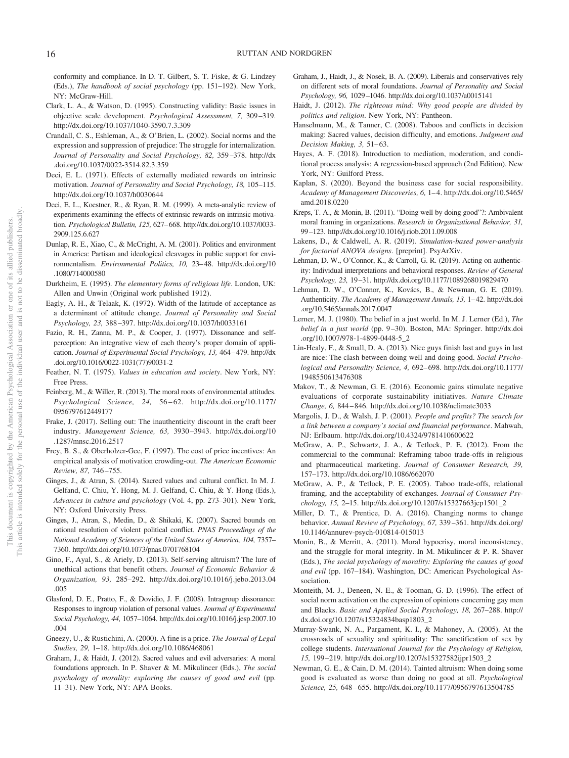conformity and compliance. In D. T. Gilbert, S. T. Fiske, & G. Lindzey (Eds.), *The handbook of social psychology* (pp. 151–192). New York, NY: McGraw-Hill.

Clark, L. A., & Watson, D. (1995). Constructing validity: Basic issues in objective scale development. *Psychological Assessment, 7,* 309–319. http://dx.doi.org/10.1037/1040-3590.7.3.309

Crandall, C. S., Eshleman, A., & O'Brien, L. (2002). Social norms and the expression and suppression of prejudice: The struggle for internalization. *Journal of Personality and Social Psychology, 82,* 359–378. http://dx.doi.org/10.1037/0022-3514.82.3.359

Deci, E. L. (1971). Effects of externally mediated rewards on intrinsic motivation. *Journal of Personality and Social Psychology, 18,* 105–115. http://dx.doi.org/10.1037/h0030644

Deci, E. L., Koestner, R., & Ryan, R. M. (1999). A meta-analytic review of experiments examining the effects of extrinsic rewards on intrinsic motivation. *Psychological Bulletin, 125,* 627–668. http://dx.doi.org/10.1037/0033-2909.125.6.627

Dunlap, R. E., Xiao, C., & McCright, A. M. (2001). Politics and environment in America: Partisan and ideological cleavages in public support for environmentalism. *Environmental Politics, 10,* 23–48. http://dx.doi.org/10.1080/714000580

Durkheim, E. (1995). *The elementary forms of religious life*. London, UK: Allen and Unwin (Original work published 1912).

Eagly, A. H., & Telaak, K. (1972). Width of the latitude of acceptance as a determinant of attitude change. *Journal of Personality and Social Psychology, 23,* 388–397. http://dx.doi.org/10.1037/h0033161

Fazio, R. H., Zanna, M. P., & Cooper, J. (1977). Dissonance and self-perception: An integrative view of each theory's proper domain of application. *Journal of Experimental Social Psychology, 13,* 464–479. http://dx.doi.org/10.1016/0022-1031(77)90031-2

Feather, N. T. (1975). *Values in education and society*. New York, NY: Free Press.

Feinberg, M., & Willer, R. (2013). The moral roots of environmental attitudes. *Psychological Science, 24,* 56–62. http://dx.doi.org/10.1177/0956797612449177

Frake, J. (2017). Selling out: The inauthenticity discount in the craft beer industry. *Management Science, 63,* 3930–3943. http://dx.doi.org/10.1287/mnsc.2016.2517

Frey, B. S., & Oberholzer-Gee, F. (1997). The cost of price incentives: An empirical analysis of motivation crowding-out. *The American Economic Review, 87,* 746–755.

Ginges, J., & Atran, S. (2014). Sacred values and cultural conflict. In M. J. Gelfand, C. Chiu, Y. Hong, M. J. Gelfand, C. Chiu, & Y. Hong (Eds.), *Advances in culture and psychology* (Vol. 4, pp. 273–301). New York, NY: Oxford University Press.

Ginges, J., Atran, S., Medin, D., & Shikaki, K. (2007). Sacred bounds on rational resolution of violent political conflict. *PNAS Proceedings of the National Academy of Sciences of the United States of America, 104,* 7357–7360. http://dx.doi.org/10.1073/pnas.0701768104

Gino, F., Ayal, S., & Ariely, D. (2013). Self-serving altruism? The lure of unethical actions that benefit others. *Journal of Economic Behavior & Organization, 93,* 285–292. http://dx.doi.org/10.1016/j.jebo.2013.04.005

Glasford, D. E., Pratto, F., & Dovidio, J. F. (2008). Intragroup dissonance: Responses to ingroup violation of personal values. *Journal of Experimental Social Psychology, 44,* 1057–1064. http://dx.doi.org/10.1016/j.jesp.2007.10.004

Gneezy, U., & Rustichini, A. (2000). A fine is a price. *The Journal of Legal Studies, 29,* 1–18. http://dx.doi.org/10.1086/468061

Graham, J., & Haidt, J. (2012). Sacred values and evil adversaries: A moral foundations approach. In P. Shaver & M. Mikulincer (Eds.), *The social psychology of morality: exploring the causes of good and evil* (pp. 11–31). New York, NY: APA Books.

Graham, J., Haidt, J., & Nosek, B. A. (2009). Liberals and conservatives rely on different sets of moral foundations. *Journal of Personality and Social Psychology, 96,* 1029–1046. http://dx.doi.org/10.1037/a0015141

Haidt, J. (2012). *The righteous mind: Why good people are divided by politics and religion*. New York, NY: Pantheon.

Hanselmann, M., & Tanner, C. (2008). Taboos and conflicts in decision making: Sacred values, decision difficulty, and emotions. *Judgment and Decision Making, 3,* 51–63.

Hayes, A. F. (2018). Introduction to mediation, moderation, and conditional process analysis: A regression-based approach (2nd Edition). New York, NY: Guilford Press.

Kaplan, S. (2020). Beyond the business case for social responsibility. *Academy of Management Discoveries, 6,* 1–4. http://dx.doi.org/10.5465/amd.2018.0220

Kreps, T. A., & Monin, B. (2011). "Doing well by doing good"?: Ambivalent moral framing in organizations. *Research in Organizational Behavior, 31,* 99–123. http://dx.doi.org/10.1016/j.riob.2011.09.008

Lakens, D., & Caldwell, A. R. (2019). *Simulation-based power-analysis for factorial ANOVA designs*. [preprint]. PsyArXiv.

Lehman, D. W., O'Connor, K., & Carroll, G. R. (2019). Acting on authenticity: Individual interpretations and behavioral responses. *Review of General Psychology, 23,* 19–31. http://dx.doi.org/10.1177/1089268019829470

Lehman, D. W., O'Connor, K., Kovács, B., & Newman, G. E. (2019). Authenticity. *The Academy of Management Annals, 13,* 1–42. http://dx.doi.org/10.5465/annals.2017.0047

Lerner, M. J. (1980). The belief in a just world. In M. J. Lerner (Ed.), *The belief in a just world* (pp. 9–30). Boston, MA: Springer. http://dx.doi.org/10.1007/978-1-4899-0448-5_2

Lin-Healy, F., & Small, D. A. (2013). Nice guys finish last and guys in last are nice: The clash between doing well and doing good. *Social Psychological and Personality Science, 4,* 692–698. http://dx.doi.org/10.1177/1948550613476308

Makov, T., & Newman, G. E. (2016). Economic gains stimulate negative evaluations of corporate sustainability initiatives. *Nature Climate Change, 6,* 844–846. http://dx.doi.org/10.1038/nclimate3033

Margolis, J. D., & Walsh, J. P. (2001). *People and profits? The search for a link between a company's social and financial performance*. Mahwah, NJ: Erlbaum. http://dx.doi.org/10.4324/9781410600622

McGraw, A. P., Schwartz, J. A., & Tetlock, P. E. (2012). From the commercial to the communal: Reframing taboo trade-offs in religious and pharmaceutical marketing. *Journal of Consumer Research, 39,* 157–173. http://dx.doi.org/10.1086/662070

McGraw, A. P., & Tetlock, P. E. (2005). Taboo trade-offs, relational framing, and the acceptability of exchanges. *Journal of Consumer Psychology, 15,* 2–15. http://dx.doi.org/10.1207/s15327663jcp1501_2

Miller, D. T., & Prentice, D. A. (2016). Changing norms to change behavior. *Annual Review of Psychology, 67,* 339–361. http://dx.doi.org/10.1146/annurev-psych-010814-015013

Monin, B., & Merritt, A. (2011). Moral hypocrisy, moral inconsistency, and the struggle for moral integrity. In M. Mikulincer & P. R. Shaver (Eds.), *The social psychology of morality: Exploring the causes of good and evil* (pp. 167–184). Washington, DC: American Psychological Association.

Monteith, M. J., Deneen, N. E., & Tooman, G. D. (1996). The effect of social norm activation on the expression of opinions concerning gay men and Blacks. *Basic and Applied Social Psychology, 18,* 267–288. http://dx.doi.org/10.1207/s15324834basp1803_2

Murray-Swank, N. A., Pargament, K. I., & Mahoney, A. (2005). At the crossroads of sexuality and spirituality: The sanctification of sex by college students. *International Journal for the Psychology of Religion, 15,* 199–219. http://dx.doi.org/10.1207/s15327582ijpr1503_2

Newman, G. E., & Cain, D. M. (2014). Tainted altruism: When doing some good is evaluated as worse than doing no good at all. *Psychological Science, 25,* 648–655. http://dx.doi.org/10.1177/0956797613504785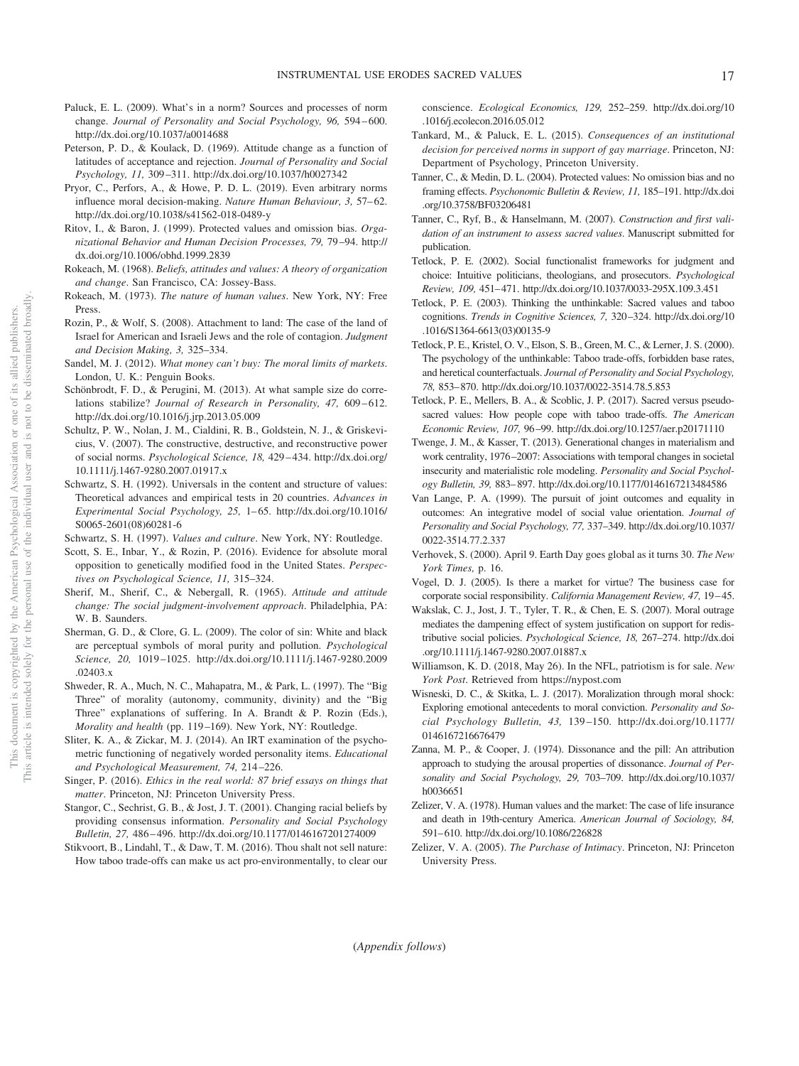Paluck, E. L. (2009). What's in a norm? Sources and processes of norm change. *Journal of Personality and Social Psychology, 96,* 594–600. http://dx.doi.org/10.1037/a0014688

Peterson, P. D., & Koulack, D. (1969). Attitude change as a function of latitudes of acceptance and rejection. *Journal of Personality and Social Psychology, 11,* 309–311. http://dx.doi.org/10.1037/h0027342

Pryor, C., Perfors, A., & Howe, P. D. L. (2019). Even arbitrary norms influence moral decision-making. *Nature Human Behaviour, 3,* 57–62. http://dx.doi.org/10.1038/s41562-018-0489-y

Ritov, I., & Baron, J. (1999). Protected values and omission bias. *Organizational Behavior and Human Decision Processes, 79,* 79–94. http://dx.doi.org/10.1006/obhd.1999.2839

Rokeach, M. (1968). *Beliefs, attitudes and values: A theory of organization and change*. San Francisco, CA: Jossey-Bass.

Rokeach, M. (1973). *The nature of human values*. New York, NY: Free Press.

Rozin, P., & Wolf, S. (2008). Attachment to land: The case of the land of Israel for American and Israeli Jews and the role of contagion. *Judgment and Decision Making, 3,* 325–334.

Sandel, M. J. (2012). *What money can't buy: The moral limits of markets*. London, U. K.: Penguin Books.

Schönbrodt, F. D., & Perugini, M. (2013). At what sample size do correlations stabilize? *Journal of Research in Personality, 47,* 609–612. http://dx.doi.org/10.1016/j.jrp.2013.05.009

Schultz, P. W., Nolan, J. M., Cialdini, R. B., Goldstein, N. J., & Griskevicius, V. (2007). The constructive, destructive, and reconstructive power of social norms. *Psychological Science, 18,* 429–434. http://dx.doi.org/10.1111/j.1467-9280.2007.01917.x

Schwartz, S. H. (1992). Universals in the content and structure of values: Theoretical advances and empirical tests in 20 countries. *Advances in Experimental Social Psychology, 25,* 1–65. http://dx.doi.org/10.1016/S0065-2601(08)60281-6

Schwartz, S. H. (1997). *Values and culture*. New York, NY: Routledge.

Scott, S. E., Inbar, Y., & Rozin, P. (2016). Evidence for absolute moral opposition to genetically modified food in the United States. *Perspectives on Psychological Science, 11,* 315–324.

Sherif, M., Sherif, C., & Nebergall, R. (1965). *Attitude and attitude change: The social judgment-involvement approach*. Philadelphia, PA: W. B. Saunders.

Sherman, G. D., & Clore, G. L. (2009). The color of sin: White and black are perceptual symbols of moral purity and pollution. *Psychological Science, 20,* 1019–1025. http://dx.doi.org/10.1111/j.1467-9280.2009.02403.x

Shweder, R. A., Much, N. C., Mahapatra, M., & Park, L. (1997). The "Big Three" of morality (autonomy, community, divinity) and the "Big Three" explanations of suffering. In A. Brandt & P. Rozin (Eds.), *Morality and health* (pp. 119–169). New York, NY: Routledge.

Sliter, K. A., & Zickar, M. J. (2014). An IRT examination of the psychometric functioning of negatively worded personality items. *Educational and Psychological Measurement, 74,* 214–226.

Singer, P. (2016). *Ethics in the real world: 87 brief essays on things that matter*. Princeton, NJ: Princeton University Press.

Stangor, C., Sechrist, G. B., & Jost, J. T. (2001). Changing racial beliefs by providing consensus information. *Personality and Social Psychology Bulletin, 27,* 486–496. http://dx.doi.org/10.1177/0146167201274009

Stikvoort, B., Lindahl, T., & Daw, T. M. (2016). Thou shalt not sell nature: How taboo trade-offs can make us act pro-environmentally, to clear our conscience. *Ecological Economics, 129,* 252–259. http://dx.doi.org/10.1016/j.ecolecon.2016.05.012

Tankard, M., & Paluck, E. L. (2015). *Consequences of an institutional decision for perceived norms in support of gay marriage*. Princeton, NJ: Department of Psychology, Princeton University.

Tanner, C., & Medin, D. L. (2004). Protected values: No omission bias and no framing effects. *Psychonomic Bulletin & Review, 11,* 185–191. http://dx.doi.org/10.3758/BF03206481

Tanner, C., Ryf, B., & Hanselmann, M. (2007). *Construction and first validation of an instrument to assess sacred values*. Manuscript submitted for publication.

Tetlock, P. E. (2002). Social functionalist frameworks for judgment and choice: Intuitive politicians, theologians, and prosecutors. *Psychological Review, 109,* 451–471. http://dx.doi.org/10.1037/0033-295X.109.3.451

Tetlock, P. E. (2003). Thinking the unthinkable: Sacred values and taboo cognitions. *Trends in Cognitive Sciences, 7,* 320–324. http://dx.doi.org/10.1016/S1364-6613(03)00135-9

Tetlock, P. E., Kristel, O. V., Elson, S. B., Green, M. C., & Lerner, J. S. (2000). The psychology of the unthinkable: Taboo trade-offs, forbidden base rates, and heretical counterfactuals. *Journal of Personality and Social Psychology, 78,* 853–870. http://dx.doi.org/10.1037/0022-3514.78.5.853

Tetlock, P. E., Mellers, B. A., & Scoblic, J. P. (2017). Sacred versus pseudo-sacred values: How people cope with taboo trade-offs. *The American Economic Review, 107,* 96–99. http://dx.doi.org/10.1257/aer.p20171110

Twenge, J. M., & Kasser, T. (2013). Generational changes in materialism and work centrality, 1976–2007: Associations with temporal changes in societal insecurity and materialistic role modeling. *Personality and Social Psychology Bulletin, 39,* 883–897. http://dx.doi.org/10.1177/0146167213484586

Van Lange, P. A. (1999). The pursuit of joint outcomes and equality in outcomes: An integrative model of social value orientation. *Journal of Personality and Social Psychology, 77,* 337–349. http://dx.doi.org/10.1037/0022-3514.77.2.337

Verhovek, S. (2000). April 9. Earth Day goes global as it turns 30. *The New York Times,* p. 16.

Vogel, D. J. (2005). Is there a market for virtue? The business case for corporate social responsibility. *California Management Review, 47,* 19–45.

Wakslak, C. J., Jost, J. T., Tyler, T. R., & Chen, E. S. (2007). Moral outrage mediates the dampening effect of system justification on support for redistributive social policies. *Psychological Science, 18,* 267–274. http://dx.doi.org/10.1111/j.1467-9280.2007.01887.x

Williamson, K. D. (2018, May 26). In the NFL, patriotism is for sale. *New York Post*. Retrieved from https://nypost.com

Wisneski, D. C., & Skitka, L. J. (2017). Moralization through moral shock: Exploring emotional antecedents to moral conviction. *Personality and Social Psychology Bulletin, 43,* 139–150. http://dx.doi.org/10.1177/0146167216676479

Zanna, M. P., & Cooper, J. (1974). Dissonance and the pill: An attribution approach to studying the arousal properties of dissonance. *Journal of Personality and Social Psychology, 29,* 703–709. http://dx.doi.org/10.1037/h0036651

Zelizer, V. A. (1978). Human values and the market: The case of life insurance and death in 19th-century America. *American Journal of Sociology, 84,* 591–610. http://dx.doi.org/10.1086/226828

Zelizer, V. A. (2005). *The Purchase of Intimacy*. Princeton, NJ: Princeton University Press.

(*Appendix follows*)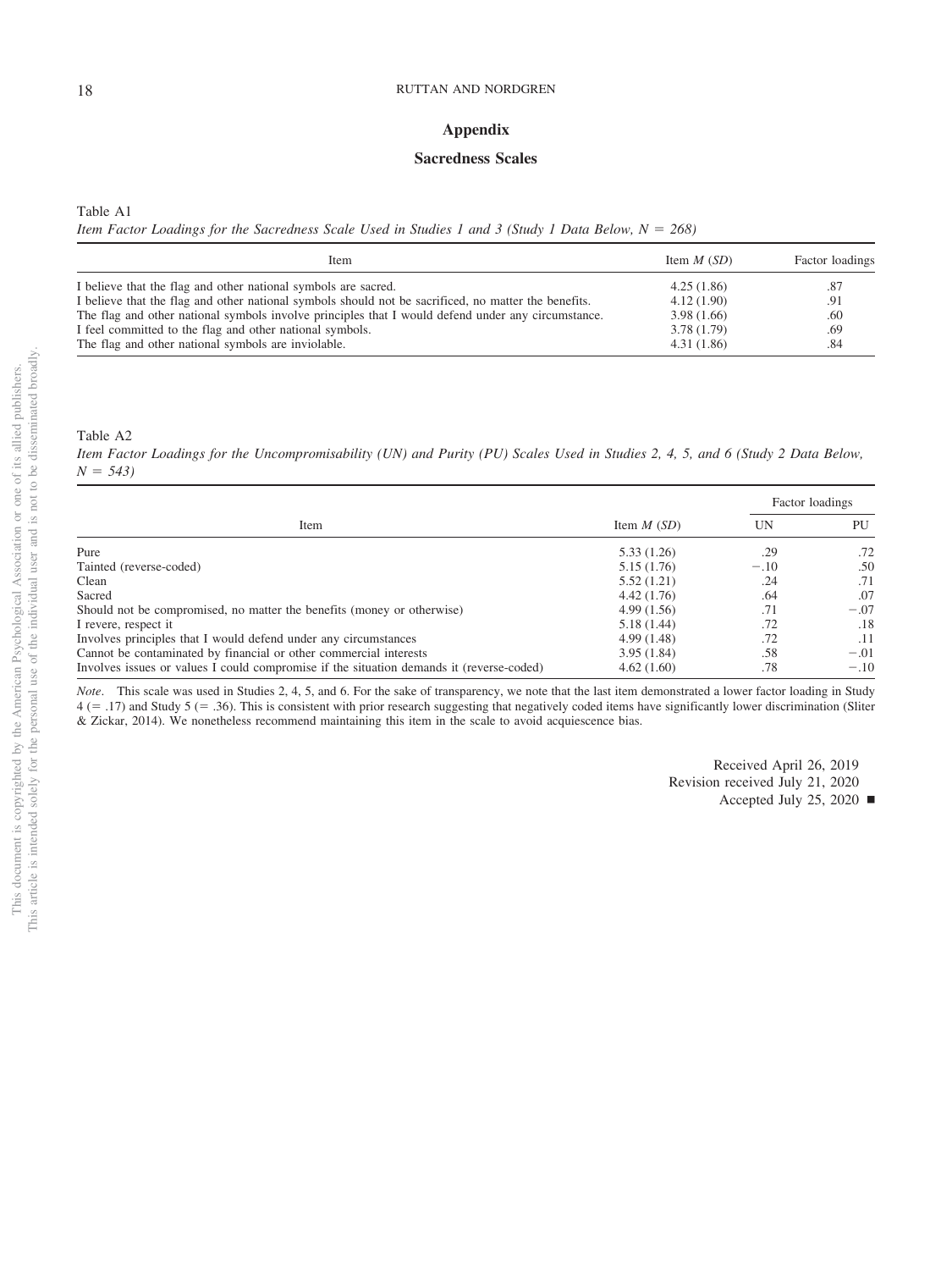# Appendix

## Sacredness Scales

Table A1

*Item Factor Loadings for the Sacredness Scale Used in Studies 1 and 3 (Study 1 Data Below, $N$ = 268)*

| Item | Item $M$ ($SD$) | Factor loadings |
|---|---|---|
| I believe that the flag and other national symbols are sacred. | 4.25 (1.86) | .87 |
| I believe that the flag and other national symbols should not be sacrificed, no matter the benefits. | 4.12 (1.90) | .91 |
| The flag and other national symbols involve principles that I would defend under any circumstance. | 3.98 (1.66) | .60 |
| I feel committed to the flag and other national symbols. | 3.78 (1.79) | .69 |
| The flag and other national symbols are inviolable. | 4.31 (1.86) | .84 |

Table A2

*Item Factor Loadings for the Uncompromisability (UN) and Purity (PU) Scales Used in Studies 2, 4, 5, and 6 (Study 2 Data Below, $N$ = 543)*

| | | Factor loadings | |
|---|---|---|---|
| Item | Item $M$ ($SD$) | UN | PU |
| Pure | 5.33 (1.26) | .29 | .72 |
| Tainted (reverse-coded) | 5.15 (1.76) | −.10 | .50 |
| Clean | 5.52 (1.21) | .24 | .71 |
| Sacred | 4.42 (1.76) | .64 | .07 |
| Should not be compromised, no matter the benefits (money or otherwise) | 4.99 (1.56) | .71 | −.07 |
| I revere, respect it | 5.18 (1.44) | .72 | .18 |
| Involves principles that I would defend under any circumstances | 4.99 (1.48) | .72 | .11 |
| Cannot be contaminated by financial or other commercial interests | 3.95 (1.84) | .58 | −.01 |
| Involves issues or values I could compromise if the situation demands it (reverse-coded) | 4.62 (1.60) | .78 | −.10 |

*Note*. This scale was used in Studies 2, 4, 5, and 6. For the sake of transparency, we note that the last item demonstrated a lower factor loading in Study 4 (= .17) and Study 5 (= .36). This is consistent with prior research suggesting that negatively coded items have significantly lower discrimination (Sliter & Zickar, 2014). We nonetheless recommend maintaining this item in the scale to avoid acquiescence bias.

Received April 26, 2019
Revision received July 21, 2020
Accepted July 25, 2020 ■